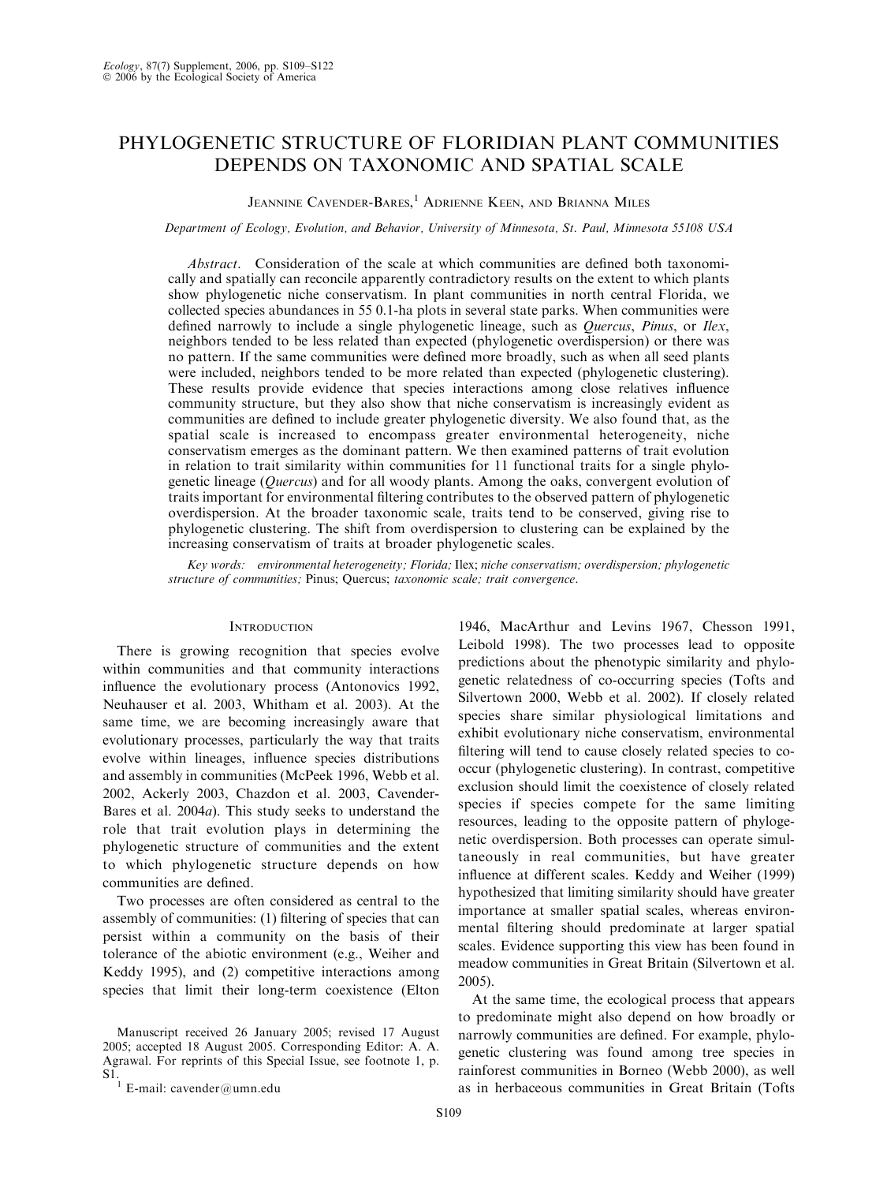# PHYLOGENETIC STRUCTURE OF FLORIDIAN PLANT COMMUNITIES DEPENDS ON TAXONOMIC AND SPATIAL SCALE

Jeannine Cavender-Bares,[1] Adrienne Keen, and Brianna Miles

*Department of Ecology, Evolution, and Behavior, University of Minnesota, St. Paul, Minnesota 55108 USA*

*Abstract*. Consideration of the scale at which communities are defined both taxonomically and spatially can reconcile apparently contradictory results on the extent to which plants show phylogenetic niche conservatism. In plant communities in north central Florida, we collected species abundances in 55 0.1-ha plots in several state parks. When communities were defined narrowly to include a single phylogenetic lineage, such as *Quercus*, *Pinus*, or *Ilex*, neighbors tended to be less related than expected (phylogenetic overdispersion) or there was no pattern. If the same communities were defined more broadly, such as when all seed plants were included, neighbors tended to be more related than expected (phylogenetic clustering). These results provide evidence that species interactions among close relatives influence community structure, but they also show that niche conservatism is increasingly evident as communities are defined to include greater phylogenetic diversity. We also found that, as the spatial scale is increased to encompass greater environmental heterogeneity, niche conservatism emerges as the dominant pattern. We then examined patterns of trait evolution in relation to trait similarity within communities for 11 functional traits for a single phylogenetic lineage (*Quercus*) and for all woody plants. Among the oaks, convergent evolution of traits important for environmental filtering contributes to the observed pattern of phylogenetic overdispersion. At the broader taxonomic scale, traits tend to be conserved, giving rise to phylogenetic clustering. The shift from overdispersion to clustering can be explained by the increasing conservatism of traits at broader phylogenetic scales.

*Key words: environmental heterogeneity; Florida;* Ilex; *niche conservatism; overdispersion; phylogenetic structure of communities;* Pinus; Quercus; *taxonomic scale; trait convergence.*

## Introduction

There is growing recognition that species evolve within communities and that community interactions influence the evolutionary process (Antonovics 1992, Neuhauser et al. 2003, Whitham et al. 2003). At the same time, we are becoming increasingly aware that evolutionary processes, particularly the way that traits evolve within lineages, influence species distributions and assembly in communities (McPeek 1996, Webb et al. 2002, Ackerly 2003, Chazdon et al. 2003, Cavender-Bares et al. 2004*a*). This study seeks to understand the role that trait evolution plays in determining the phylogenetic structure of communities and the extent to which phylogenetic structure depends on how communities are defined.

Two processes are often considered as central to the assembly of communities: (1) filtering of species that can persist within a community on the basis of their tolerance of the abiotic environment (e.g., Weiher and Keddy 1995), and (2) competitive interactions among species that limit their long-term coexistence (Elton 1946, MacArthur and Levins 1967, Chesson 1991, Leibold 1998). The two processes lead to opposite predictions about the phenotypic similarity and phylogenetic relatedness of co-occurring species (Tofts and Silvertown 2000, Webb et al. 2002). If closely related species share similar physiological limitations and exhibit evolutionary niche conservatism, environmental filtering will tend to cause closely related species to co-occur (phylogenetic clustering). In contrast, competitive exclusion should limit the coexistence of closely related species if species compete for the same limiting resources, leading to the opposite pattern of phylogenetic overdispersion. Both processes can operate simultaneously in real communities, but have greater influence at different scales. Keddy and Weiher (1999) hypothesized that limiting similarity should have greater importance at smaller spatial scales, whereas environmental filtering should predominate at larger spatial scales. Evidence supporting this view has been found in meadow communities in Great Britain (Silvertown et al. 2005).

At the same time, the ecological process that appears to predominate might also depend on how broadly or narrowly communities are defined. For example, phylogenetic clustering was found among tree species in rainforest communities in Borneo (Webb 2000), as well as in herbaceous communities in Great Britain (Tofts

Manuscript received 26 January 2005; revised 17 August 2005; accepted 18 August 2005. Corresponding Editor: A. A. Agrawal. For reprints of this Special Issue, see footnote 1, p. S1.

[1] E-mail: cavender@umn.edu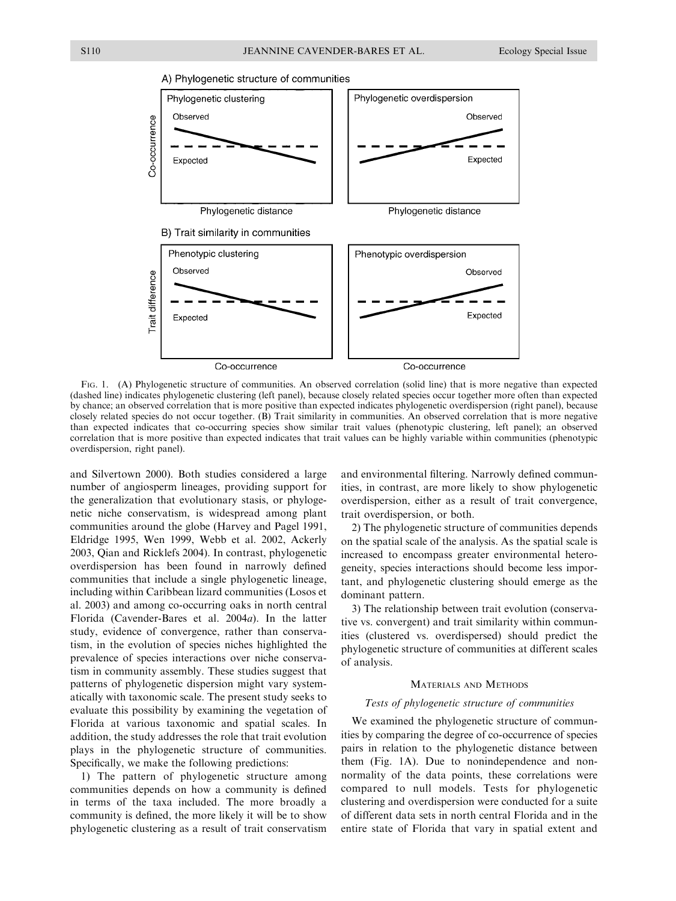FIG. 1. (A) Phylogenetic structure of communities. An observed correlation (solid line) that is more negative than expected (dashed line) indicates phylogenetic clustering (left panel), because closely related species occur together more often than expected by chance; an observed correlation that is more positive than expected indicates phylogenetic overdispersion (right panel), because closely related species do not occur together. (B) Trait similarity in communities. An observed correlation that is more negative than expected indicates that co-occurring species show similar trait values (phenotypic clustering, left panel); an observed correlation that is more positive than expected indicates that trait values can be highly variable within communities (phenotypic overdispersion, right panel).

and Silvertown 2000). Both studies considered a large number of angiosperm lineages, providing support for the generalization that evolutionary stasis, or phylogenetic niche conservatism, is widespread among plant communities around the globe (Harvey and Pagel 1991, Eldridge 1995, Wen 1999, Webb et al. 2002, Ackerly 2003, Qian and Ricklefs 2004). In contrast, phylogenetic overdispersion has been found in narrowly defined communities that include a single phylogenetic lineage, including within Caribbean lizard communities (Losos et al. 2003) and among co-occurring oaks in north central Florida (Cavender-Bares et al. 2004*a*). In the latter study, evidence of convergence, rather than conservatism, in the evolution of species niches highlighted the prevalence of species interactions over niche conservatism in community assembly. These studies suggest that patterns of phylogenetic dispersion might vary systematically with taxonomic scale. The present study seeks to evaluate this possibility by examining the vegetation of Florida at various taxonomic and spatial scales. In addition, the study addresses the role that trait evolution plays in the phylogenetic structure of communities. Specifically, we make the following predictions:

1) The pattern of phylogenetic structure among communities depends on how a community is defined in terms of the taxa included. The more broadly a community is defined, the more likely it will be to show phylogenetic clustering as a result of trait conservatism and environmental filtering. Narrowly defined communities, in contrast, are more likely to show phylogenetic overdispersion, either as a result of trait convergence, trait overdispersion, or both.

2) The phylogenetic structure of communities depends on the spatial scale of the analysis. As the spatial scale is increased to encompass greater environmental heterogeneity, species interactions should become less important, and phylogenetic clustering should emerge as the dominant pattern.

3) The relationship between trait evolution (conservative vs. convergent) and trait similarity within communities (clustered vs. overdispersed) should predict the phylogenetic structure of communities at different scales of analysis.

## MATERIALS AND METHODS

### *Tests of phylogenetic structure of communities*

We examined the phylogenetic structure of communities by comparing the degree of co-occurrence of species pairs in relation to the phylogenetic distance between them (Fig. 1A). Due to nonindependence and nonnormality of the data points, these correlations were compared to null models. Tests for phylogenetic clustering and overdispersion were conducted for a suite of different data sets in north central Florida and in the entire state of Florida that vary in spatial extent and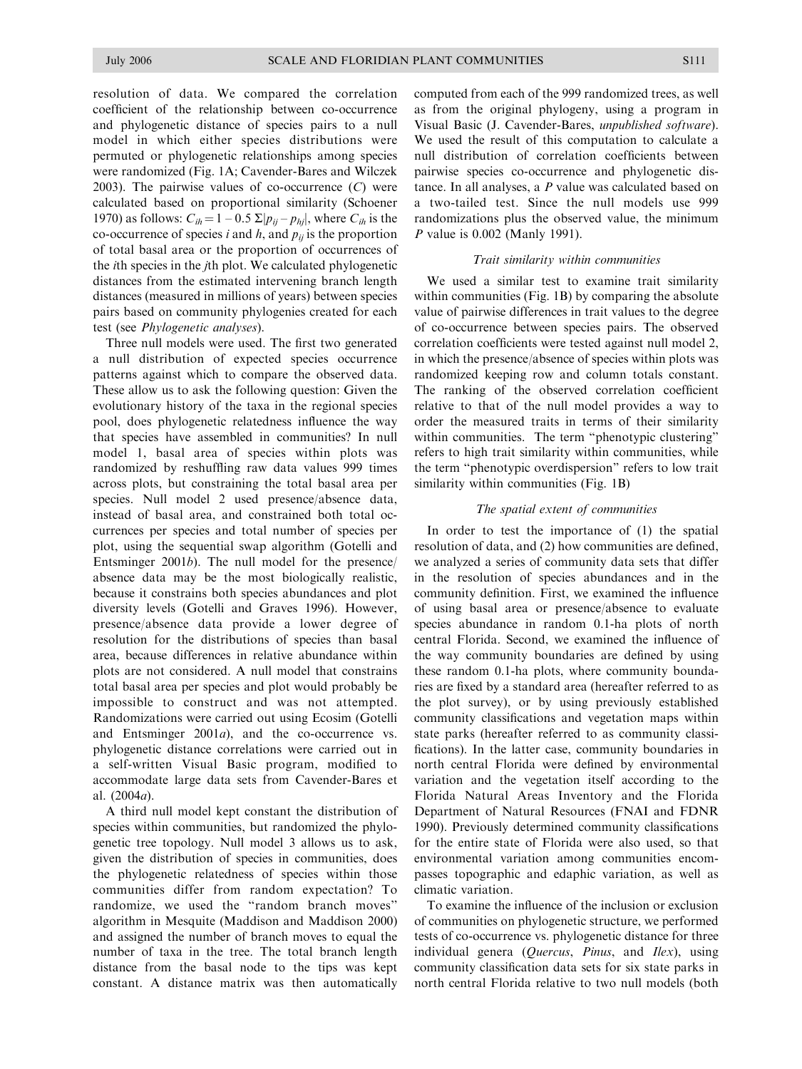resolution of data. We compared the correlation coefficient of the relationship between co-occurrence and phylogenetic distance of species pairs to a null model in which either species distributions were permuted or phylogenetic relationships among species were randomized (Fig. 1A; Cavender-Bares and Wilczek 2003). The pairwise values of co-occurrence ($C$) were calculated based on proportional similarity (Schoener 1970) as follows: $C_{ih} = 1 - 0.5\ \Sigma|p_{ij} - p_{hj}|$, where $C_{ih}$ is the co-occurrence of species $i$ and $h$, and $p_{ij}$ is the proportion of total basal area or the proportion of occurrences of the $i$th species in the $j$th plot. We calculated phylogenetic distances from the estimated intervening branch length distances (measured in millions of years) between species pairs based on community phylogenies created for each test (see *Phylogenetic analyses*).

Three null models were used. The first two generated a null distribution of expected species occurrence patterns against which to compare the observed data. These allow us to ask the following question: Given the evolutionary history of the taxa in the regional species pool, does phylogenetic relatedness influence the way that species have assembled in communities? In null model 1, basal area of species within plots was randomized by reshuffling raw data values 999 times across plots, but constraining the total basal area per species. Null model 2 used presence/absence data, instead of basal area, and constrained both total occurrences per species and total number of species per plot, using the sequential swap algorithm (Gotelli and Entsminger 2001*b*). The null model for the presence/absence data may be the most biologically realistic, because it constrains both species abundances and plot diversity levels (Gotelli and Graves 1996). However, presence/absence data provide a lower degree of resolution for the distributions of species than basal area, because differences in relative abundance within plots are not considered. A null model that constrains total basal area per species and plot would probably be impossible to construct and was not attempted. Randomizations were carried out using Ecosim (Gotelli and Entsminger 2001*a*), and the co-occurrence vs. phylogenetic distance correlations were carried out in a self-written Visual Basic program, modified to accommodate large data sets from Cavender-Bares et al. (2004*a*).

A third null model kept constant the distribution of species within communities, but randomized the phylogenetic tree topology. Null model 3 allows us to ask, given the distribution of species in communities, does the phylogenetic relatedness of species within those communities differ from random expectation? To randomize, we used the "random branch moves" algorithm in Mesquite (Maddison and Maddison 2000) and assigned the number of branch moves to equal the number of taxa in the tree. The total branch length distance from the basal node to the tips was kept constant. A distance matrix was then automatically computed from each of the 999 randomized trees, as well as from the original phylogeny, using a program in Visual Basic (J. Cavender-Bares, *unpublished software*). We used the result of this computation to calculate a null distribution of correlation coefficients between pairwise species co-occurrence and phylogenetic distance. In all analyses, a $P$ value was calculated based on a two-tailed test. Since the null models use 999 randomizations plus the observed value, the minimum $P$ value is 0.002 (Manly 1991).

### *Trait similarity within communities*

We used a similar test to examine trait similarity within communities (Fig. 1B) by comparing the absolute value of pairwise differences in trait values to the degree of co-occurrence between species pairs. The observed correlation coefficients were tested against null model 2, in which the presence/absence of species within plots was randomized keeping row and column totals constant. The ranking of the observed correlation coefficient relative to that of the null model provides a way to order the measured traits in terms of their similarity within communities. The term "phenotypic clustering" refers to high trait similarity within communities, while the term "phenotypic overdispersion" refers to low trait similarity within communities (Fig. 1B)

### *The spatial extent of communities*

In order to test the importance of (1) the spatial resolution of data, and (2) how communities are defined, we analyzed a series of community data sets that differ in the resolution of species abundances and in the community definition. First, we examined the influence of using basal area or presence/absence to evaluate species abundance in random 0.1-ha plots of north central Florida. Second, we examined the influence of the way community boundaries are defined by using these random 0.1-ha plots, where community boundaries are fixed by a standard area (hereafter referred to as the plot survey), or by using previously established community classifications and vegetation maps within state parks (hereafter referred to as community classifications). In the latter case, community boundaries in north central Florida were defined by environmental variation and the vegetation itself according to the Florida Natural Areas Inventory and the Florida Department of Natural Resources (FNAI and FDNR 1990). Previously determined community classifications for the entire state of Florida were also used, so that environmental variation among communities encompasses topographic and edaphic variation, as well as climatic variation.

To examine the influence of the inclusion or exclusion of communities on phylogenetic structure, we performed tests of co-occurrence vs. phylogenetic distance for three individual genera (*Quercus*, *Pinus*, and *Ilex*), using community classification data sets for six state parks in north central Florida relative to two null models (both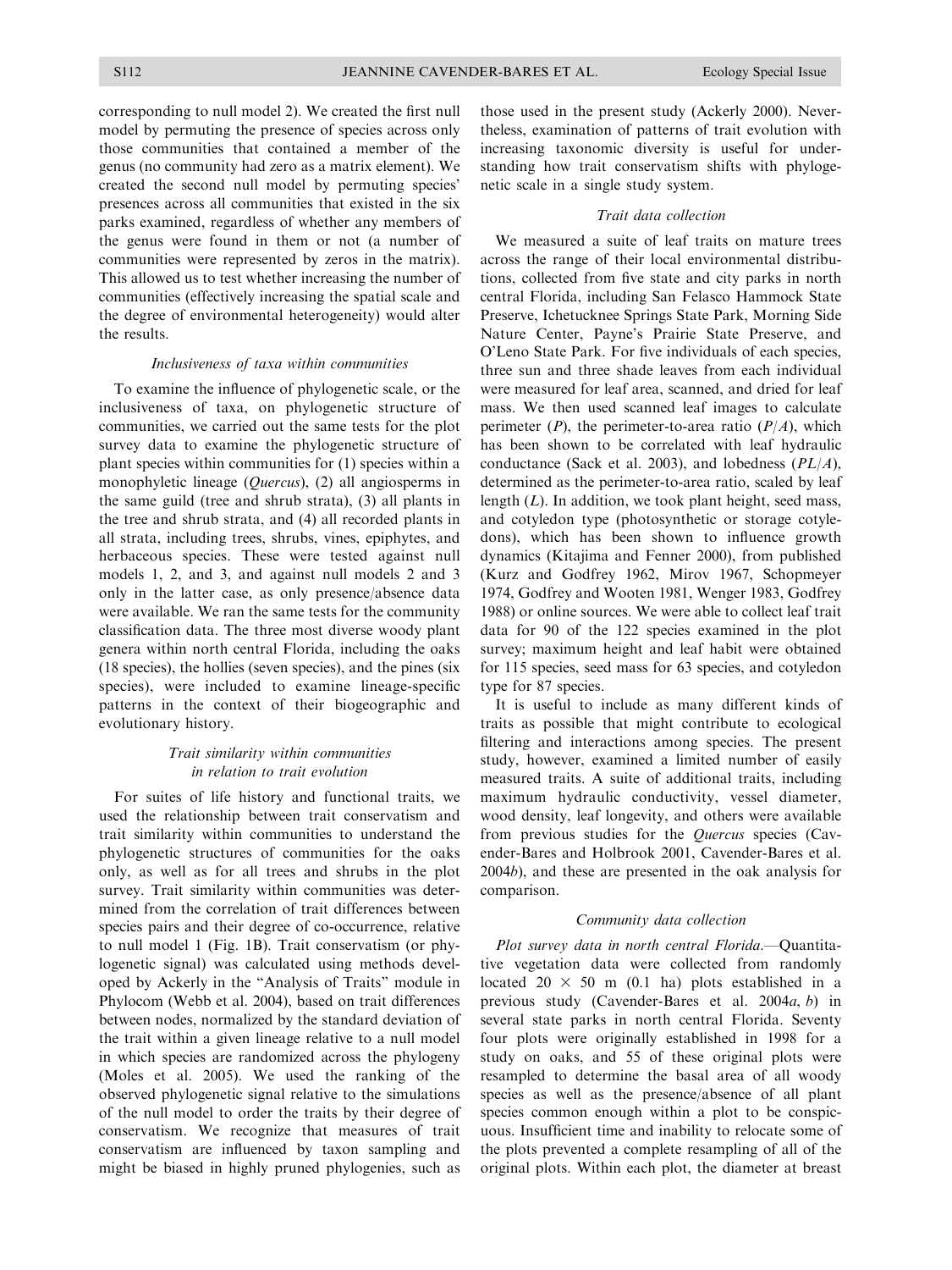corresponding to null model 2). We created the first null model by permuting the presence of species across only those communities that contained a member of the genus (no community had zero as a matrix element). We created the second null model by permuting species' presences across all communities that existed in the six parks examined, regardless of whether any members of the genus were found in them or not (a number of communities were represented by zeros in the matrix). This allowed us to test whether increasing the number of communities (effectively increasing the spatial scale and the degree of environmental heterogeneity) would alter the results.

### *Inclusiveness of taxa within communities*

To examine the influence of phylogenetic scale, or the inclusiveness of taxa, on phylogenetic structure of communities, we carried out the same tests for the plot survey data to examine the phylogenetic structure of plant species within communities for (1) species within a monophyletic lineage (*Quercus*), (2) all angiosperms in the same guild (tree and shrub strata), (3) all plants in the tree and shrub strata, and (4) all recorded plants in all strata, including trees, shrubs, vines, epiphytes, and herbaceous species. These were tested against null models 1, 2, and 3, and against null models 2 and 3 only in the latter case, as only presence/absence data were available. We ran the same tests for the community classification data. The three most diverse woody plant genera within north central Florida, including the oaks (18 species), the hollies (seven species), and the pines (six species), were included to examine lineage-specific patterns in the context of their biogeographic and evolutionary history.

### *Trait similarity within communities in relation to trait evolution*

For suites of life history and functional traits, we used the relationship between trait conservatism and trait similarity within communities to understand the phylogenetic structures of communities for the oaks only, as well as for all trees and shrubs in the plot survey. Trait similarity within communities was determined from the correlation of trait differences between species pairs and their degree of co-occurrence, relative to null model 1 (Fig. 1B). Trait conservatism (or phylogenetic signal) was calculated using methods developed by Ackerly in the "Analysis of Traits" module in Phylocom (Webb et al. 2004), based on trait differences between nodes, normalized by the standard deviation of the trait within a given lineage relative to a null model in which species are randomized across the phylogeny (Moles et al. 2005). We used the ranking of the observed phylogenetic signal relative to the simulations of the null model to order the traits by their degree of conservatism. We recognize that measures of trait conservatism are influenced by taxon sampling and might be biased in highly pruned phylogenies, such as those used in the present study (Ackerly 2000). Nevertheless, examination of patterns of trait evolution with increasing taxonomic diversity is useful for understanding how trait conservatism shifts with phylogenetic scale in a single study system.

### *Trait data collection*

We measured a suite of leaf traits on mature trees across the range of their local environmental distributions, collected from five state and city parks in north central Florida, including San Felasco Hammock State Preserve, Ichetucknee Springs State Park, Morning Side Nature Center, Payne's Prairie State Preserve, and O'Leno State Park. For five individuals of each species, three sun and three shade leaves from each individual were measured for leaf area, scanned, and dried for leaf mass. We then used scanned leaf images to calculate perimeter ($P$), the perimeter-to-area ratio ($P/A$), which has been shown to be correlated with leaf hydraulic conductance (Sack et al. 2003), and lobedness ($PL/A$), determined as the perimeter-to-area ratio, scaled by leaf length ($L$). In addition, we took plant height, seed mass, and cotyledon type (photosynthetic or storage cotyledons), which has been shown to influence growth dynamics (Kitajima and Fenner 2000), from published (Kurz and Godfrey 1962, Mirov 1967, Schopmeyer 1974, Godfrey and Wooten 1981, Wenger 1983, Godfrey 1988) or online sources. We were able to collect leaf trait data for 90 of the 122 species examined in the plot survey; maximum height and leaf habit were obtained for 115 species, seed mass for 63 species, and cotyledon type for 87 species.

It is useful to include as many different kinds of traits as possible that might contribute to ecological filtering and interactions among species. The present study, however, examined a limited number of easily measured traits. A suite of additional traits, including maximum hydraulic conductivity, vessel diameter, wood density, leaf longevity, and others were available from previous studies for the *Quercus* species (Cavender-Bares and Holbrook 2001, Cavender-Bares et al. 2004*b*), and these are presented in the oak analysis for comparison.

### *Community data collection*

*Plot survey data in north central Florida*.—Quantitative vegetation data were collected from randomly located 20 × 50 m (0.1 ha) plots established in a previous study (Cavender-Bares et al. 2004*a*, *b*) in several state parks in north central Florida. Seventy four plots were originally established in 1998 for a study on oaks, and 55 of these original plots were resampled to determine the basal area of all woody species as well as the presence/absence of all plant species common enough within a plot to be conspicuous. Insufficient time and inability to relocate some of the plots prevented a complete resampling of all of the original plots. Within each plot, the diameter at breast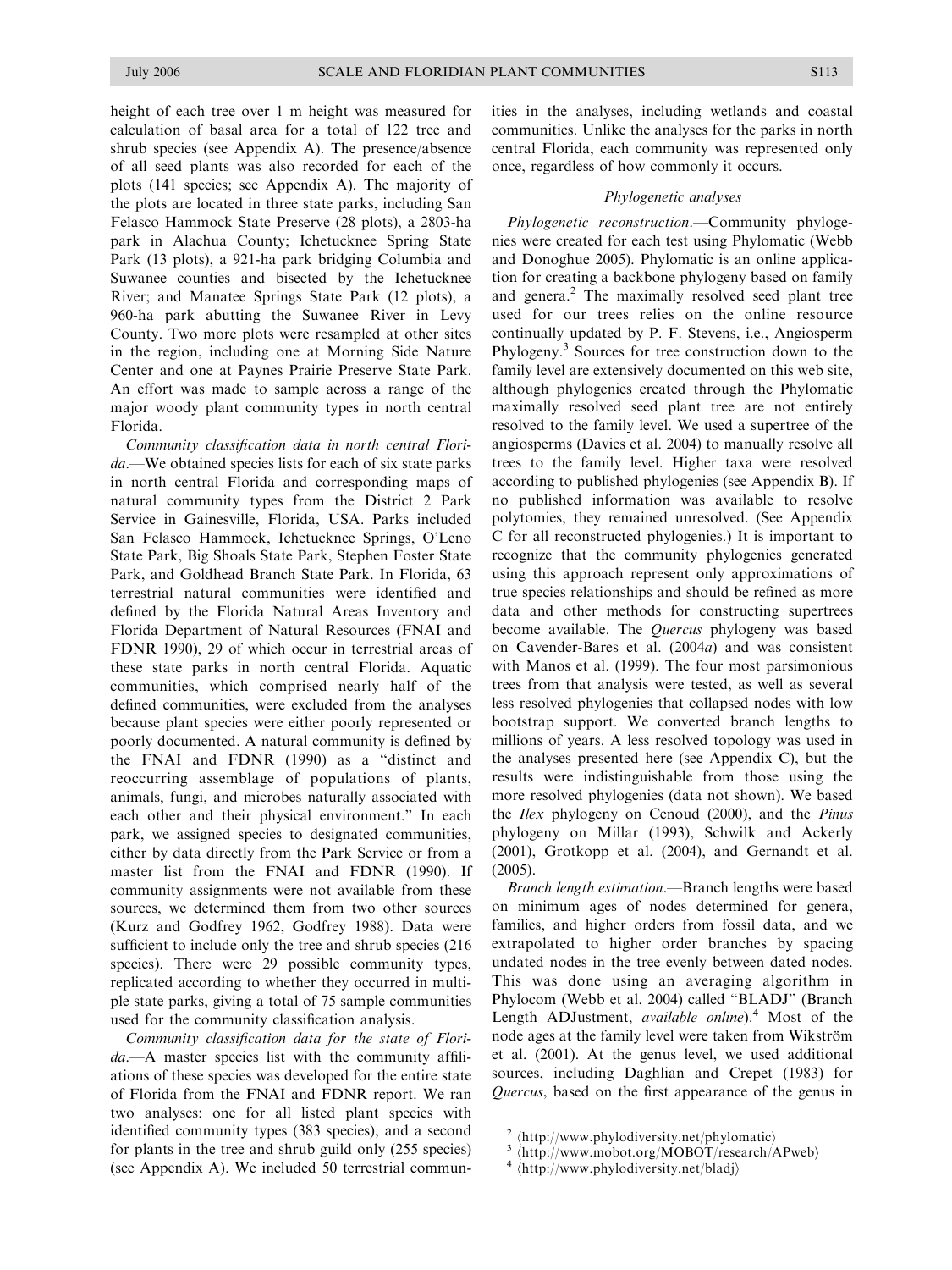height of each tree over 1 m height was measured for calculation of basal area for a total of 122 tree and shrub species (see Appendix A). The presence/absence of all seed plants was also recorded for each of the plots (141 species; see Appendix A). The majority of the plots are located in three state parks, including San Felasco Hammock State Preserve (28 plots), a 2803-ha park in Alachua County; Ichetucknee Spring State Park (13 plots), a 921-ha park bridging Columbia and Suwanee counties and bisected by the Ichetucknee River; and Manatee Springs State Park (12 plots), a 960-ha park abutting the Suwanee River in Levy County. Two more plots were resampled at other sites in the region, including one at Morning Side Nature Center and one at Paynes Prairie Preserve State Park. An effort was made to sample across a range of the major woody plant community types in north central Florida.

*Community classification data in north central Florida*.—We obtained species lists for each of six state parks in north central Florida and corresponding maps of natural community types from the District 2 Park Service in Gainesville, Florida, USA. Parks included San Felasco Hammock, Ichetucknee Springs, O'Leno State Park, Big Shoals State Park, Stephen Foster State Park, and Goldhead Branch State Park. In Florida, 63 terrestrial natural communities were identified and defined by the Florida Natural Areas Inventory and Florida Department of Natural Resources (FNAI and FDNR 1990), 29 of which occur in terrestrial areas of these state parks in north central Florida. Aquatic communities, which comprised nearly half of the defined communities, were excluded from the analyses because plant species were either poorly represented or poorly documented. A natural community is defined by the FNAI and FDNR (1990) as a "distinct and reoccurring assemblage of populations of plants, animals, fungi, and microbes naturally associated with each other and their physical environment." In each park, we assigned species to designated communities, either by data directly from the Park Service or from a master list from the FNAI and FDNR (1990). If community assignments were not available from these sources, we determined them from two other sources (Kurz and Godfrey 1962, Godfrey 1988). Data were sufficient to include only the tree and shrub species (216 species). There were 29 possible community types, replicated according to whether they occurred in multiple state parks, giving a total of 75 sample communities used for the community classification analysis.

*Community classification data for the state of Florida*.—A master species list with the community affiliations of these species was developed for the entire state of Florida from the FNAI and FDNR report. We ran two analyses: one for all listed plant species with identified community types (383 species), and a second for plants in the tree and shrub guild only (255 species) (see Appendix A). We included 50 terrestrial communities in the analyses, including wetlands and coastal communities. Unlike the analyses for the parks in north central Florida, each community was represented only once, regardless of how commonly it occurs.

### *Phylogenetic analyses*

*Phylogenetic reconstruction*.—Community phylogenies were created for each test using Phylomatic (Webb and Donoghue 2005). Phylomatic is an online application for creating a backbone phylogeny based on family and genera.[2] The maximally resolved seed plant tree used for our trees relies on the online resource continually updated by P. F. Stevens, i.e., Angiosperm Phylogeny.[3] Sources for tree construction down to the family level are extensively documented on this web site, although phylogenies created through the Phylomatic maximally resolved seed plant tree are not entirely resolved to the family level. We used a supertree of the angiosperms (Davies et al. 2004) to manually resolve all trees to the family level. Higher taxa were resolved according to published phylogenies (see Appendix B). If no published information was available to resolve polytomies, they remained unresolved. (See Appendix C for all reconstructed phylogenies.) It is important to recognize that the community phylogenies generated using this approach represent only approximations of true species relationships and should be refined as more data and other methods for constructing supertrees become available. The *Quercus* phylogeny was based on Cavender-Bares et al. (2004*a*) and was consistent with Manos et al. (1999). The four most parsimonious trees from that analysis were tested, as well as several less resolved phylogenies that collapsed nodes with low bootstrap support. We converted branch lengths to millions of years. A less resolved topology was used in the analyses presented here (see Appendix C), but the results were indistinguishable from those using the more resolved phylogenies (data not shown). We based the *Ilex* phylogeny on Cenoud (2000), and the *Pinus* phylogeny on Millar (1993), Schwilk and Ackerly (2001), Grotkopp et al. (2004), and Gernandt et al. (2005).

*Branch length estimation*.—Branch lengths were based on minimum ages of nodes determined for genera, families, and higher orders from fossil data, and we extrapolated to higher order branches by spacing undated nodes in the tree evenly between dated nodes. This was done using an averaging algorithm in Phylocom (Webb et al. 2004) called "BLADJ" (Branch Length ADJustment, *available online*).[4] Most of the node ages at the family level were taken from Wikström et al. (2001). At the genus level, we used additional sources, including Daghlian and Crepet (1983) for *Quercus*, based on the first appearance of the genus in

[2] ⟨http://www.phylodiversity.net/phylomatic⟩
[3] ⟨http://www.mobot.org/MOBOT/research/APweb⟩
[4] ⟨http://www.phylodiversity.net/bladj⟩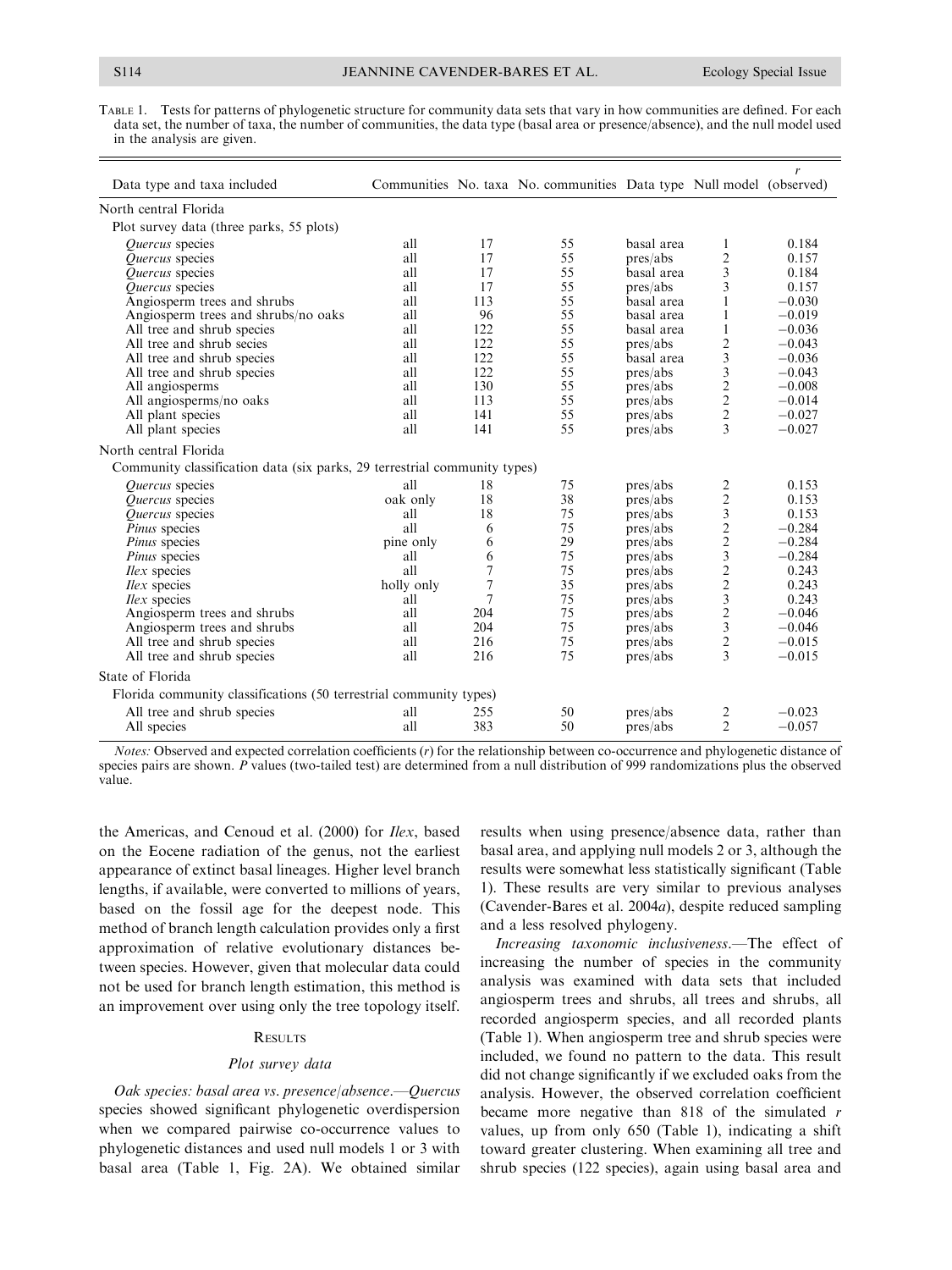TABLE 1. Tests for patterns of phylogenetic structure for community data sets that vary in how communities are defined. For each data set, the number of taxa, the number of communities, the data type (basal area or presence/absence), and the null model used in the analysis are given.

| Data type and taxa included | Communities | No. taxa | No. communities | Data type | Null model | $r$ (observed) |
|---|---|---|---|---|---|---|
| North central Florida | | | | | | |
| Plot survey data (three parks, 55 plots) | | | | | | |
| *Quercus* species | all | 17 | 55 | basal area | 1 | 0.184 |
| *Quercus* species | all | 17 | 55 | pres/abs | 2 | 0.157 |
| *Quercus* species | all | 17 | 55 | basal area | 3 | 0.184 |
| *Quercus* species | all | 17 | 55 | pres/abs | 3 | 0.157 |
| Angiosperm trees and shrubs | all | 113 | 55 | basal area | 1 | −0.030 |
| Angiosperm trees and shrubs/no oaks | all | 96 | 55 | basal area | 1 | −0.019 |
| All tree and shrub species | all | 122 | 55 | basal area | 1 | −0.036 |
| All tree and shrub secies | all | 122 | 55 | pres/abs | 2 | −0.043 |
| All tree and shrub species | all | 122 | 55 | basal area | 3 | −0.036 |
| All tree and shrub species | all | 122 | 55 | pres/abs | 3 | −0.043 |
| All angiosperms | all | 130 | 55 | pres/abs | 2 | −0.008 |
| All angiosperms/no oaks | all | 113 | 55 | pres/abs | 2 | −0.014 |
| All plant species | all | 141 | 55 | pres/abs | 2 | −0.027 |
| All plant species | all | 141 | 55 | pres/abs | 3 | −0.027 |
| North central Florida | | | | | | |
| Community classification data (six parks, 29 terrestrial community types) | | | | | | |
| *Quercus* species | all | 18 | 75 | pres/abs | 2 | 0.153 |
| *Quercus* species | oak only | 18 | 38 | pres/abs | 2 | 0.153 |
| *Quercus* species | all | 18 | 75 | pres/abs | 3 | 0.153 |
| *Pinus* species | all | 6 | 75 | pres/abs | 2 | −0.284 |
| *Pinus* species | pine only | 6 | 29 | pres/abs | 2 | −0.284 |
| *Pinus* species | all | 6 | 75 | pres/abs | 3 | −0.284 |
| *Ilex* species | all | 7 | 75 | pres/abs | 2 | 0.243 |
| *Ilex* species | holly only | 7 | 35 | pres/abs | 2 | 0.243 |
| *Ilex* species | all | 7 | 75 | pres/abs | 3 | 0.243 |
| Angiosperm trees and shrubs | all | 204 | 75 | pres/abs | 2 | −0.046 |
| Angiosperm trees and shrubs | all | 204 | 75 | pres/abs | 3 | −0.046 |
| All tree and shrub species | all | 216 | 75 | pres/abs | 2 | −0.015 |
| All tree and shrub species | all | 216 | 75 | pres/abs | 3 | −0.015 |
| State of Florida | | | | | | |
| Florida community classifications (50 terrestrial community types) | | | | | | |
| All tree and shrub species | all | 255 | 50 | pres/abs | 2 | −0.023 |
| All species | all | 383 | 50 | pres/abs | 2 | −0.057 |

*Notes:* Observed and expected correlation coefficients ($r$) for the relationship between co-occurrence and phylogenetic distance of species pairs are shown. $P$ values (two-tailed test) are determined from a null distribution of 999 randomizations plus the observed value.

the Americas, and Cenoud et al. (2000) for *Ilex*, based on the Eocene radiation of the genus, not the earliest appearance of extinct basal lineages. Higher level branch lengths, if available, were converted to millions of years, based on the fossil age for the deepest node. This method of branch length calculation provides only a first approximation of relative evolutionary distances between species. However, given that molecular data could not be used for branch length estimation, this method is an improvement over using only the tree topology itself.

## RESULTS

### Plot survey data

*Oak species: basal area vs. presence/absence.*—*Quercus* species showed significant phylogenetic overdispersion when we compared pairwise co-occurrence values to phylogenetic distances and used null models 1 or 3 with basal area (Table 1, Fig. 2A). We obtained similar results when using presence/absence data, rather than basal area, and applying null models 2 or 3, although the results were somewhat less statistically significant (Table 1). These results are very similar to previous analyses (Cavender-Bares et al. 2004*a*), despite reduced sampling and a less resolved phylogeny.

*Increasing taxonomic inclusiveness.*—The effect of increasing the number of species in the community analysis was examined with data sets that included angiosperm trees and shrubs, all trees and shrubs, all recorded angiosperm species, and all recorded plants (Table 1). When angiosperm tree and shrub species were included, we found no pattern to the data. This result did not change significantly if we excluded oaks from the analysis. However, the observed correlation coefficient became more negative than 818 of the simulated $r$ values, up from only 650 (Table 1), indicating a shift toward greater clustering. When examining all tree and shrub species (122 species), again using basal area and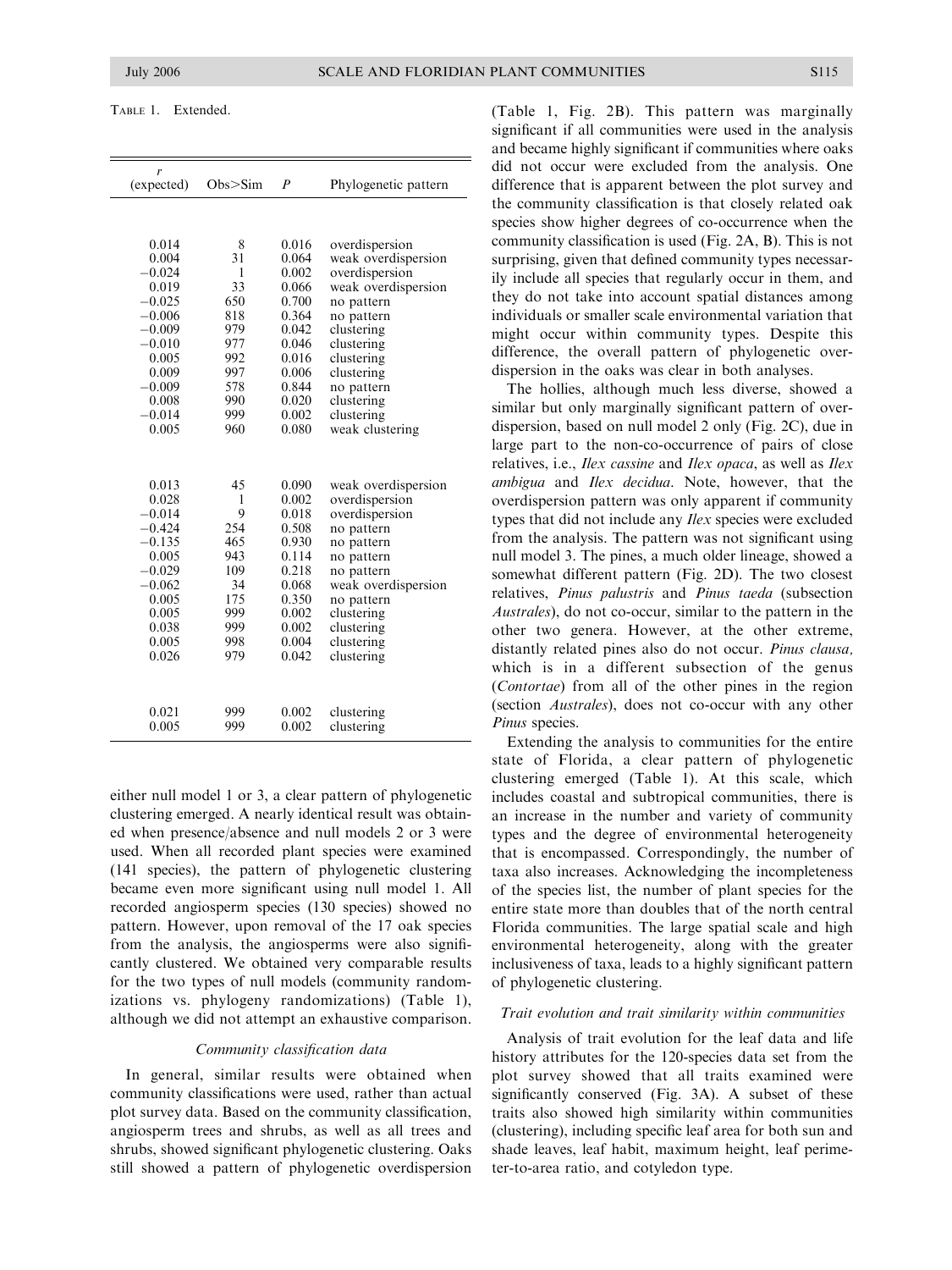Table 1. Extended.

| r (expected) | Obs>Sim | P | Phylogenetic pattern |
|---|---|---|---|
| | | | |
| 0.014 | 8 | 0.016 | overdispersion |
| 0.004 | 31 | 0.064 | weak overdispersion |
| −0.024 | 1 | 0.002 | overdispersion |
| 0.019 | 33 | 0.066 | weak overdispersion |
| −0.025 | 650 | 0.700 | no pattern |
| −0.006 | 818 | 0.364 | no pattern |
| −0.009 | 979 | 0.042 | clustering |
| −0.010 | 977 | 0.046 | clustering |
| 0.005 | 992 | 0.016 | clustering |
| 0.009 | 997 | 0.006 | clustering |
| −0.009 | 578 | 0.844 | no pattern |
| 0.008 | 990 | 0.020 | clustering |
| −0.014 | 999 | 0.002 | clustering |
| 0.005 | 960 | 0.080 | weak clustering |
| | | | |
| 0.013 | 45 | 0.090 | weak overdispersion |
| 0.028 | 1 | 0.002 | overdispersion |
| −0.014 | 9 | 0.018 | overdispersion |
| −0.424 | 254 | 0.508 | no pattern |
| −0.135 | 465 | 0.930 | no pattern |
| 0.005 | 943 | 0.114 | no pattern |
| −0.029 | 109 | 0.218 | no pattern |
| −0.062 | 34 | 0.068 | weak overdispersion |
| 0.005 | 175 | 0.350 | no pattern |
| 0.005 | 999 | 0.002 | clustering |
| 0.038 | 999 | 0.002 | clustering |
| 0.005 | 998 | 0.004 | clustering |
| 0.026 | 979 | 0.042 | clustering |
| | | | |
| 0.021 | 999 | 0.002 | clustering |
| 0.005 | 999 | 0.002 | clustering |

either null model 1 or 3, a clear pattern of phylogenetic clustering emerged. A nearly identical result was obtained when presence/absence and null models 2 or 3 were used. When all recorded plant species were examined (141 species), the pattern of phylogenetic clustering became even more significant using null model 1. All recorded angiosperm species (130 species) showed no pattern. However, upon removal of the 17 oak species from the analysis, the angiosperms were also significantly clustered. We obtained very comparable results for the two types of null models (community randomizations vs. phylogeny randomizations) (Table 1), although we did not attempt an exhaustive comparison.

### *Community classification data*

In general, similar results were obtained when community classifications were used, rather than actual plot survey data. Based on the community classification, angiosperm trees and shrubs, as well as all trees and shrubs, showed significant phylogenetic clustering. Oaks still showed a pattern of phylogenetic overdispersion (Table 1, Fig. 2B). This pattern was marginally significant if all communities were used in the analysis and became highly significant if communities where oaks did not occur were excluded from the analysis. One difference that is apparent between the plot survey and the community classification is that closely related oak species show higher degrees of co-occurrence when the community classification is used (Fig. 2A, B). This is not surprising, given that defined community types necessarily include all species that regularly occur in them, and they do not take into account spatial distances among individuals or smaller scale environmental variation that might occur within community types. Despite this difference, the overall pattern of phylogenetic overdispersion in the oaks was clear in both analyses.

The hollies, although much less diverse, showed a similar but only marginally significant pattern of overdispersion, based on null model 2 only (Fig. 2C), due in large part to the non-co-occurrence of pairs of close relatives, i.e., *Ilex cassine* and *Ilex opaca*, as well as *Ilex ambigua* and *Ilex decidua*. Note, however, that the overdispersion pattern was only apparent if community types that did not include any *Ilex* species were excluded from the analysis. The pattern was not significant using null model 3. The pines, a much older lineage, showed a somewhat different pattern (Fig. 2D). The two closest relatives, *Pinus palustris* and *Pinus taeda* (subsection *Australes*), do not co-occur, similar to the pattern in the other two genera. However, at the other extreme, distantly related pines also do not occur. *Pinus clausa*, which is in a different subsection of the genus (*Contortae*) from all of the other pines in the region (section *Australes*), does not co-occur with any other *Pinus* species.

Extending the analysis to communities for the entire state of Florida, a clear pattern of phylogenetic clustering emerged (Table 1). At this scale, which includes coastal and subtropical communities, there is an increase in the number and variety of community types and the degree of environmental heterogeneity that is encompassed. Correspondingly, the number of taxa also increases. Acknowledging the incompleteness of the species list, the number of plant species for the entire state more than doubles that of the north central Florida communities. The large spatial scale and high environmental heterogeneity, along with the greater inclusiveness of taxa, leads to a highly significant pattern of phylogenetic clustering.

### *Trait evolution and trait similarity within communities*

Analysis of trait evolution for the leaf data and life history attributes for the 120-species data set from the plot survey showed that all traits examined were significantly conserved (Fig. 3A). A subset of these traits also showed high similarity within communities (clustering), including specific leaf area for both sun and shade leaves, leaf habit, maximum height, leaf perimeter-to-area ratio, and cotyledon type.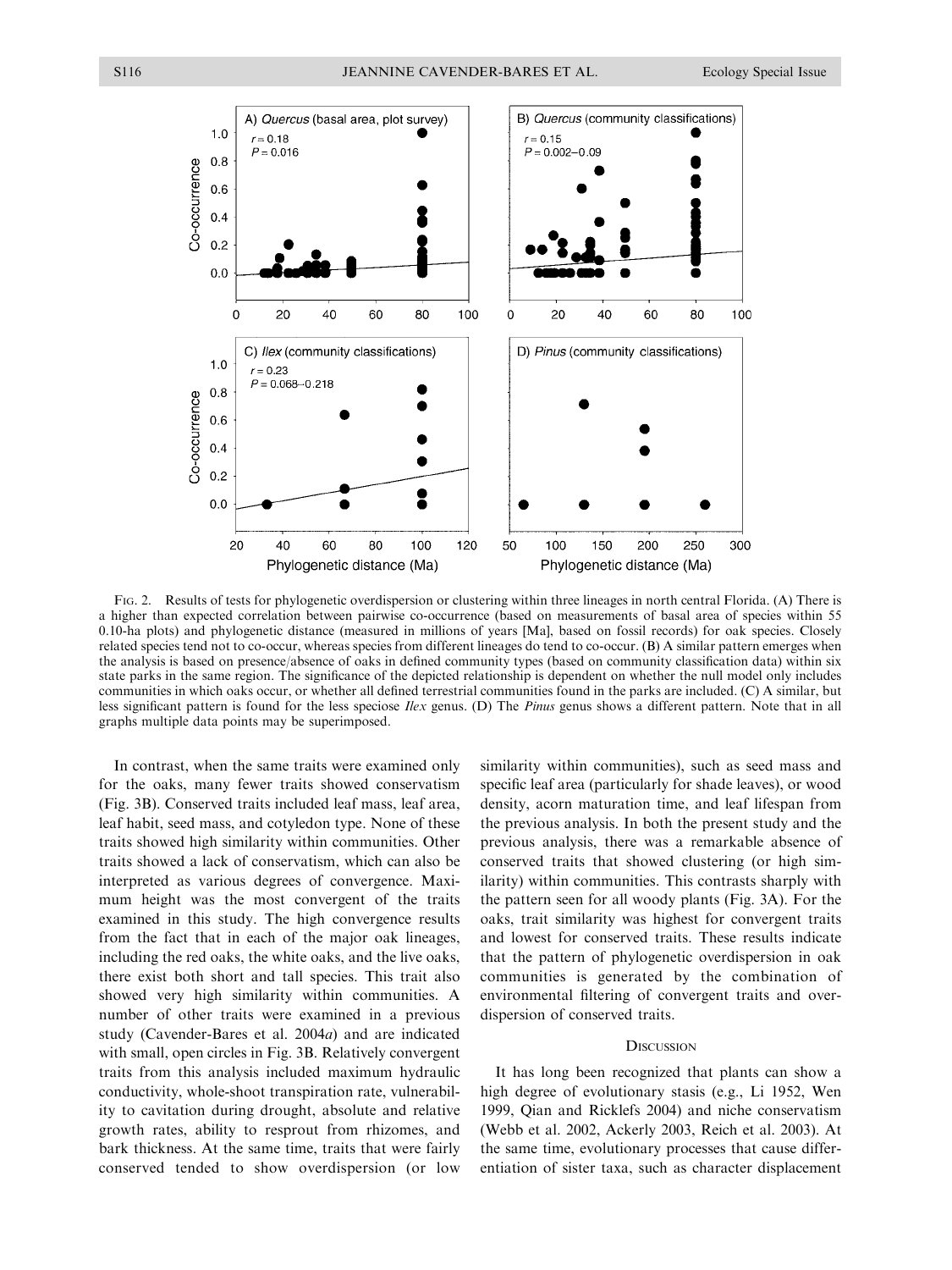FIG. 2. Results of tests for phylogenetic overdispersion or clustering within three lineages in north central Florida. (A) There is a higher than expected correlation between pairwise co-occurrence (based on measurements of basal area of species within 55 0.10-ha plots) and phylogenetic distance (measured in millions of years [Ma], based on fossil records) for oak species. Closely related species tend not to co-occur, whereas species from different lineages do tend to co-occur. (B) A similar pattern emerges when the analysis is based on presence/absence of oaks in defined community types (based on community classification data) within six state parks in the same region. The significance of the depicted relationship is dependent on whether the null model only includes communities in which oaks occur, or whether all defined terrestrial communities found in the parks are included. (C) A similar, but less significant pattern is found for the less speciose *Ilex* genus. (D) The *Pinus* genus shows a different pattern. Note that in all graphs multiple data points may be superimposed.

In contrast, when the same traits were examined only for the oaks, many fewer traits showed conservatism (Fig. 3B). Conserved traits included leaf mass, leaf area, leaf habit, seed mass, and cotyledon type. None of these traits showed high similarity within communities. Other traits showed a lack of conservatism, which can also be interpreted as various degrees of convergence. Maximum height was the most convergent of the traits examined in this study. The high convergence results from the fact that in each of the major oak lineages, including the red oaks, the white oaks, and the live oaks, there exist both short and tall species. This trait also showed very high similarity within communities. A number of other traits were examined in a previous study (Cavender-Bares et al. 2004*a*) and are indicated with small, open circles in Fig. 3B. Relatively convergent traits from this analysis included maximum hydraulic conductivity, whole-shoot transpiration rate, vulnerability to cavitation during drought, absolute and relative growth rates, ability to resprout from rhizomes, and bark thickness. At the same time, traits that were fairly conserved tended to show overdispersion (or low similarity within communities), such as seed mass and specific leaf area (particularly for shade leaves), or wood density, acorn maturation time, and leaf lifespan from the previous analysis. In both the present study and the previous analysis, there was a remarkable absence of conserved traits that showed clustering (or high similarity) within communities. This contrasts sharply with the pattern seen for all woody plants (Fig. 3A). For the oaks, trait similarity was highest for convergent traits and lowest for conserved traits. These results indicate that the pattern of phylogenetic overdispersion in oak communities is generated by the combination of environmental filtering of convergent traits and overdispersion of conserved traits.

## DISCUSSION

It has long been recognized that plants can show a high degree of evolutionary stasis (e.g., Li 1952, Wen 1999, Qian and Ricklefs 2004) and niche conservatism (Webb et al. 2002, Ackerly 2003, Reich et al. 2003). At the same time, evolutionary processes that cause differentiation of sister taxa, such as character displacement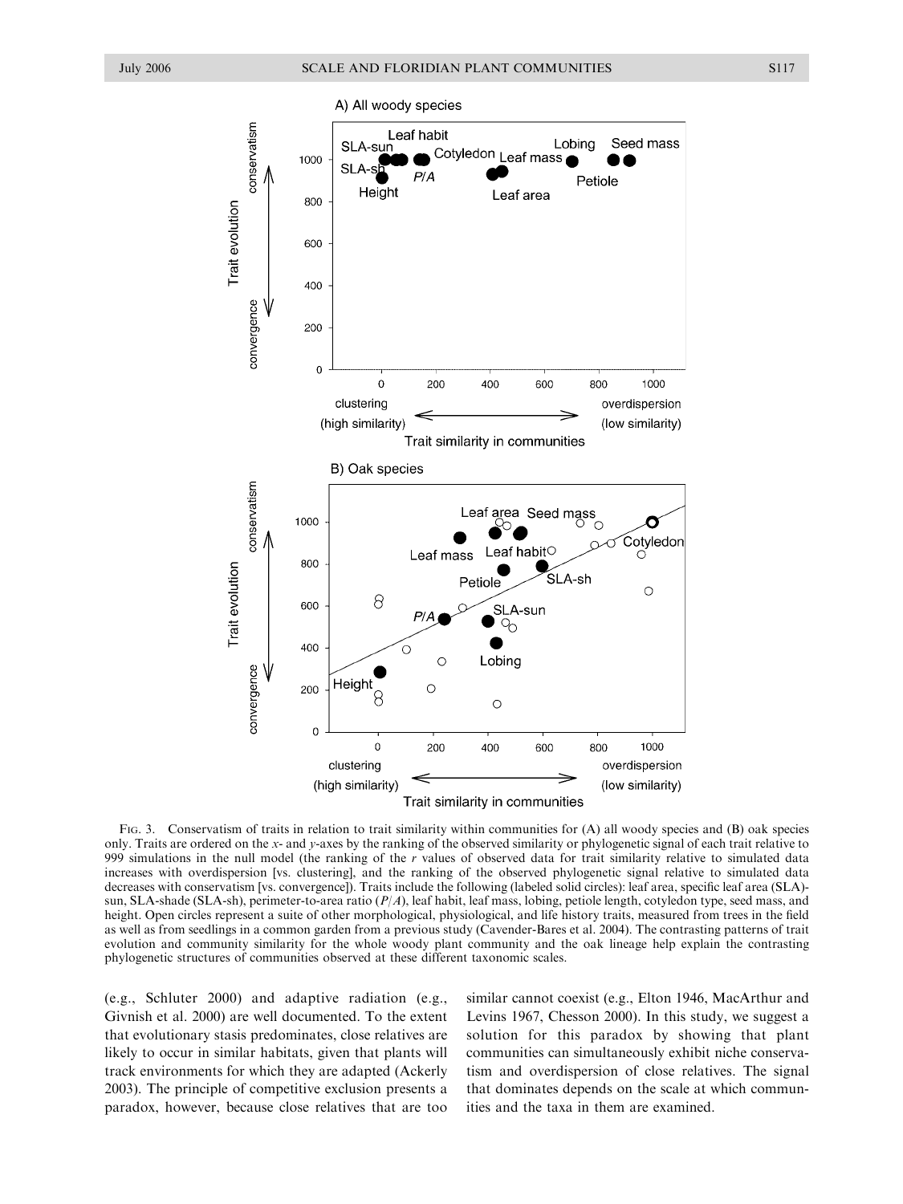FIG. 3. Conservatism of traits in relation to trait similarity within communities for (A) all woody species and (B) oak species only. Traits are ordered on the *x*- and *y*-axes by the ranking of the observed similarity or phylogenetic signal of each trait relative to 999 simulations in the null model (the ranking of the *r* values of observed data for trait similarity relative to simulated data increases with overdispersion [vs. clustering], and the ranking of the observed phylogenetic signal relative to simulated data decreases with conservatism [vs. convergence]). Traits include the following (labeled solid circles): leaf area, specific leaf area (SLA)-sun, SLA-shade (SLA-sh), perimeter-to-area ratio (*P*/*A*), leaf habit, leaf mass, lobing, petiole length, cotyledon type, seed mass, and height. Open circles represent a suite of other morphological, physiological, and life history traits, measured from trees in the field as well as from seedlings in a common garden from a previous study (Cavender-Bares et al. 2004). The contrasting patterns of trait evolution and community similarity for the whole woody plant community and the oak lineage help explain the contrasting phylogenetic structures of communities observed at these different taxonomic scales.

(e.g., Schluter 2000) and adaptive radiation (e.g., Givnish et al. 2000) are well documented. To the extent that evolutionary stasis predominates, close relatives are likely to occur in similar habitats, given that plants will track environments for which they are adapted (Ackerly 2003). The principle of competitive exclusion presents a paradox, however, because close relatives that are too similar cannot coexist (e.g., Elton 1946, MacArthur and Levins 1967, Chesson 2000). In this study, we suggest a solution for this paradox by showing that plant communities can simultaneously exhibit niche conservatism and overdispersion of close relatives. The signal that dominates depends on the scale at which communities and the taxa in them are examined.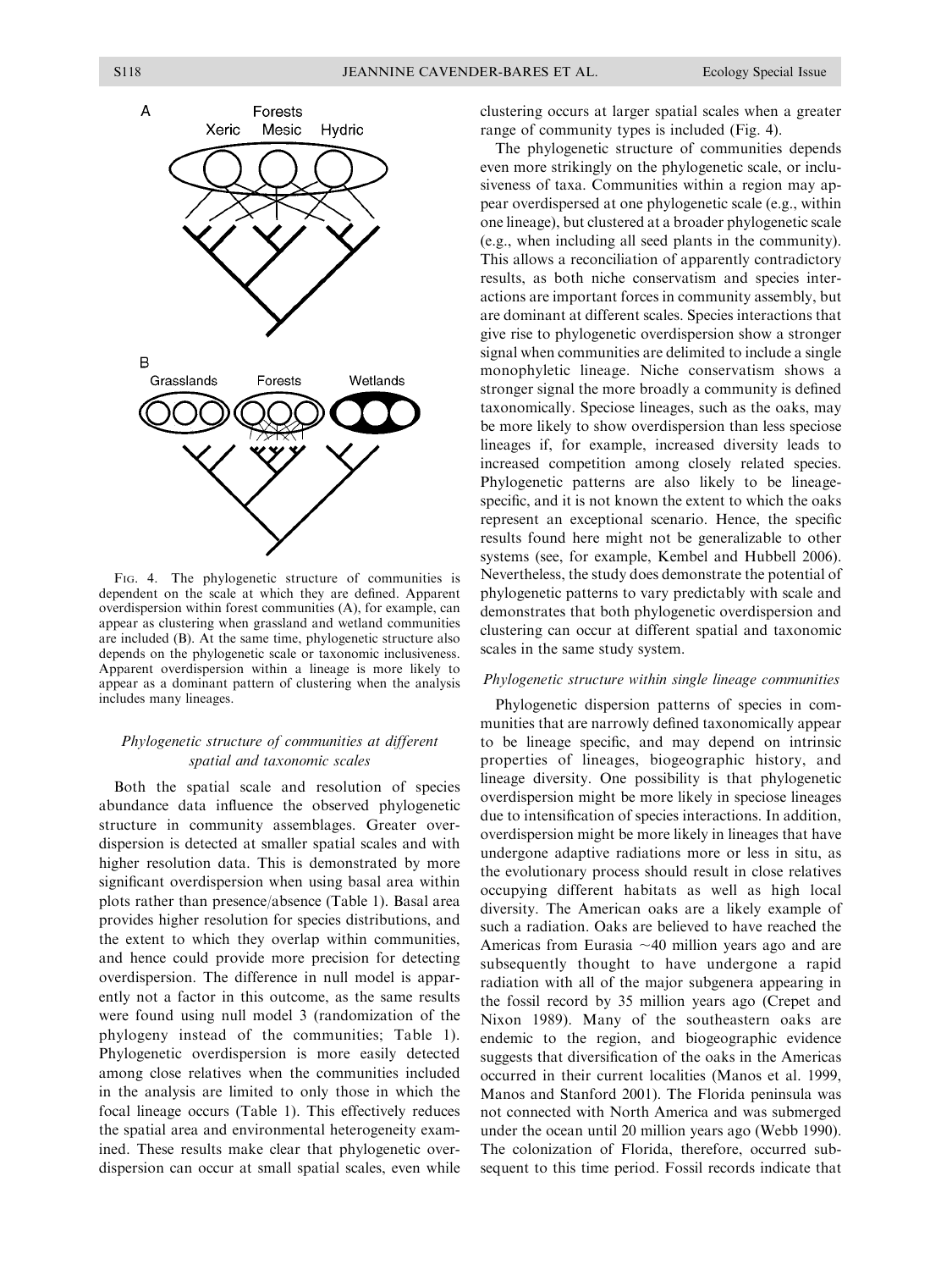A

Forests

Xeric Mesic Hydric

B

Grasslands Forests Wetlands

FIG. 4. The phylogenetic structure of communities is dependent on the scale at which they are defined. Apparent overdispersion within forest communities (A), for example, can appear as clustering when grassland and wetland communities are included (B). At the same time, phylogenetic structure also depends on the phylogenetic scale or taxonomic inclusiveness. Apparent overdispersion within a lineage is more likely to appear as a dominant pattern of clustering when the analysis includes many lineages.

### *Phylogenetic structure of communities at different spatial and taxonomic scales*

Both the spatial scale and resolution of species abundance data influence the observed phylogenetic structure in community assemblages. Greater overdispersion is detected at smaller spatial scales and with higher resolution data. This is demonstrated by more significant overdispersion when using basal area within plots rather than presence/absence (Table 1). Basal area provides higher resolution for species distributions, and the extent to which they overlap within communities, and hence could provide more precision for detecting overdispersion. The difference in null model is apparently not a factor in this outcome, as the same results were found using null model 3 (randomization of the phylogeny instead of the communities; Table 1). Phylogenetic overdispersion is more easily detected among close relatives when the communities included in the analysis are limited to only those in which the focal lineage occurs (Table 1). This effectively reduces the spatial area and environmental heterogeneity examined. These results make clear that phylogenetic overdispersion can occur at small spatial scales, even while clustering occurs at larger spatial scales when a greater range of community types is included (Fig. 4).

The phylogenetic structure of communities depends even more strikingly on the phylogenetic scale, or inclusiveness of taxa. Communities within a region may appear overdispersed at one phylogenetic scale (e.g., within one lineage), but clustered at a broader phylogenetic scale (e.g., when including all seed plants in the community). This allows a reconciliation of apparently contradictory results, as both niche conservatism and species interactions are important forces in community assembly, but are dominant at different scales. Species interactions that give rise to phylogenetic overdispersion show a stronger signal when communities are delimited to include a single monophyletic lineage. Niche conservatism shows a stronger signal the more broadly a community is defined taxonomically. Speciose lineages, such as the oaks, may be more likely to show overdispersion than less speciose lineages if, for example, increased diversity leads to increased competition among closely related species. Phylogenetic patterns are also likely to be lineage-specific, and it is not known the extent to which the oaks represent an exceptional scenario. Hence, the specific results found here might not be generalizable to other systems (see, for example, Kembel and Hubbell 2006). Nevertheless, the study does demonstrate the potential of phylogenetic patterns to vary predictably with scale and demonstrates that both phylogenetic overdispersion and clustering can occur at different spatial and taxonomic scales in the same study system.

### *Phylogenetic structure within single lineage communities*

Phylogenetic dispersion patterns of species in communities that are narrowly defined taxonomically appear to be lineage specific, and may depend on intrinsic properties of lineages, biogeographic history, and lineage diversity. One possibility is that phylogenetic overdispersion might be more likely in speciose lineages due to intensification of species interactions. In addition, overdispersion might be more likely in lineages that have undergone adaptive radiations more or less in situ, as the evolutionary process should result in close relatives occupying different habitats as well as high local diversity. The American oaks are a likely example of such a radiation. Oaks are believed to have reached the Americas from Eurasia ~40 million years ago and are subsequently thought to have undergone a rapid radiation with all of the major subgenera appearing in the fossil record by 35 million years ago (Crepet and Nixon 1989). Many of the southeastern oaks are endemic to the region, and biogeographic evidence suggests that diversification of the oaks in the Americas occurred in their current localities (Manos et al. 1999, Manos and Stanford 2001). The Florida peninsula was not connected with North America and was submerged under the ocean until 20 million years ago (Webb 1990). The colonization of Florida, therefore, occurred subsequent to this time period. Fossil records indicate that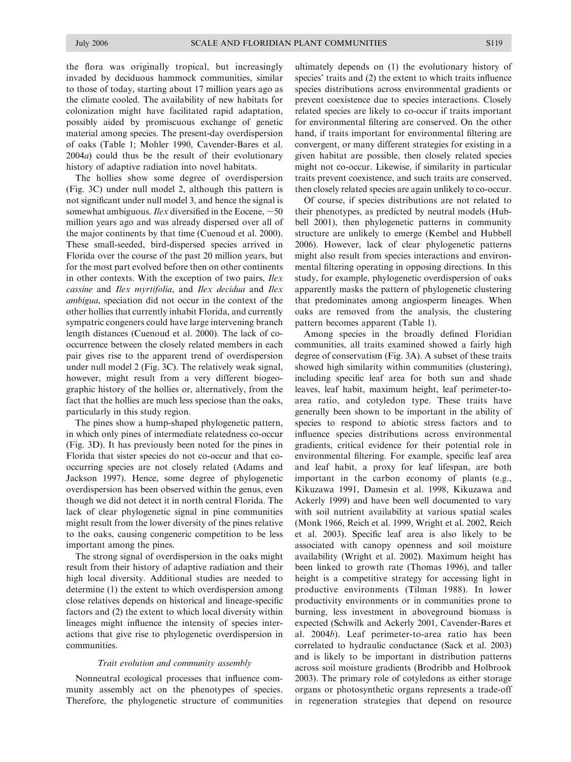the flora was originally tropical, but increasingly invaded by deciduous hammock communities, similar to those of today, starting about 17 million years ago as the climate cooled. The availability of new habitats for colonization might have facilitated rapid adaptation, possibly aided by promiscuous exchange of genetic material among species. The present-day overdispersion of oaks (Table 1; Mohler 1990, Cavender-Bares et al. 2004*a*) could thus be the result of their evolutionary history of adaptive radiation into novel habitats.

The hollies show some degree of overdispersion (Fig. 3C) under null model 2, although this pattern is not significant under null model 3, and hence the signal is somewhat ambiguous. *Ilex* diversified in the Eocene, ~50 million years ago and was already dispersed over all of the major continents by that time (Cuenoud et al. 2000). These small-seeded, bird-dispersed species arrived in Florida over the course of the past 20 million years, but for the most part evolved before then on other continents in other contexts. With the exception of two pairs, *Ilex cassine* and *Ilex myrtifolia*, and *Ilex decidua* and *Ilex ambigua*, speciation did not occur in the context of the other hollies that currently inhabit Florida, and currently sympatric congeners could have large intervening branch length distances (Cuenoud et al. 2000). The lack of co-occurrence between the closely related members in each pair gives rise to the apparent trend of overdispersion under null model 2 (Fig. 3C). The relatively weak signal, however, might result from a very different biogeographic history of the hollies or, alternatively, from the fact that the hollies are much less speciose than the oaks, particularly in this study region.

The pines show a hump-shaped phylogenetic pattern, in which only pines of intermediate relatedness co-occur (Fig. 3D). It has previously been noted for the pines in Florida that sister species do not co-occur and that co-occurring species are not closely related (Adams and Jackson 1997). Hence, some degree of phylogenetic overdispersion has been observed within the genus, even though we did not detect it in north central Florida. The lack of clear phylogenetic signal in pine communities might result from the lower diversity of the pines relative to the oaks, causing congeneric competition to be less important among the pines.

The strong signal of overdispersion in the oaks might result from their history of adaptive radiation and their high local diversity. Additional studies are needed to determine (1) the extent to which overdispersion among close relatives depends on historical and lineage-specific factors and (2) the extent to which local diversity within lineages might influence the intensity of species interactions that give rise to phylogenetic overdispersion in communities.

### *Trait evolution and community assembly*

Nonneutral ecological processes that influence community assembly act on the phenotypes of species. Therefore, the phylogenetic structure of communities ultimately depends on (1) the evolutionary history of species' traits and (2) the extent to which traits influence species distributions across environmental gradients or prevent coexistence due to species interactions. Closely related species are likely to co-occur if traits important for environmental filtering are conserved. On the other hand, if traits important for environmental filtering are convergent, or many different strategies for existing in a given habitat are possible, then closely related species might not co-occur. Likewise, if similarity in particular traits prevent coexistence, and such traits are conserved, then closely related species are again unlikely to co-occur.

Of course, if species distributions are not related to their phenotypes, as predicted by neutral models (Hubbell 2001), then phylogenetic patterns in community structure are unlikely to emerge (Kembel and Hubbell 2006). However, lack of clear phylogenetic patterns might also result from species interactions and environmental filtering operating in opposing directions. In this study, for example, phylogenetic overdispersion of oaks apparently masks the pattern of phylogenetic clustering that predominates among angiosperm lineages. When oaks are removed from the analysis, the clustering pattern becomes apparent (Table 1).

Among species in the broadly defined Floridian communities, all traits examined showed a fairly high degree of conservatism (Fig. 3A). A subset of these traits showed high similarity within communities (clustering), including specific leaf area for both sun and shade leaves, leaf habit, maximum height, leaf perimeter-to-area ratio, and cotyledon type. These traits have generally been shown to be important in the ability of species to respond to abiotic stress factors and to influence species distributions across environmental gradients, critical evidence for their potential role in environmental filtering. For example, specific leaf area and leaf habit, a proxy for leaf lifespan, are both important in the carbon economy of plants (e.g., Kikuzawa 1991, Damesin et al. 1998, Kikuzawa and Ackerly 1999) and have been well documented to vary with soil nutrient availability at various spatial scales (Monk 1966, Reich et al. 1999, Wright et al. 2002, Reich et al. 2003). Specific leaf area is also likely to be associated with canopy openness and soil moisture availability (Wright et al. 2002). Maximum height has been linked to growth rate (Thomas 1996), and taller height is a competitive strategy for accessing light in productive environments (Tilman 1988). In lower productivity environments or in communities prone to burning, less investment in aboveground biomass is expected (Schwilk and Ackerly 2001, Cavender-Bares et al. 2004*b*). Leaf perimeter-to-area ratio has been correlated to hydraulic conductance (Sack et al. 2003) and is likely to be important in distribution patterns across soil moisture gradients (Brodribb and Holbrook 2003). The primary role of cotyledons as either storage organs or photosynthetic organs represents a trade-off in regeneration strategies that depend on resource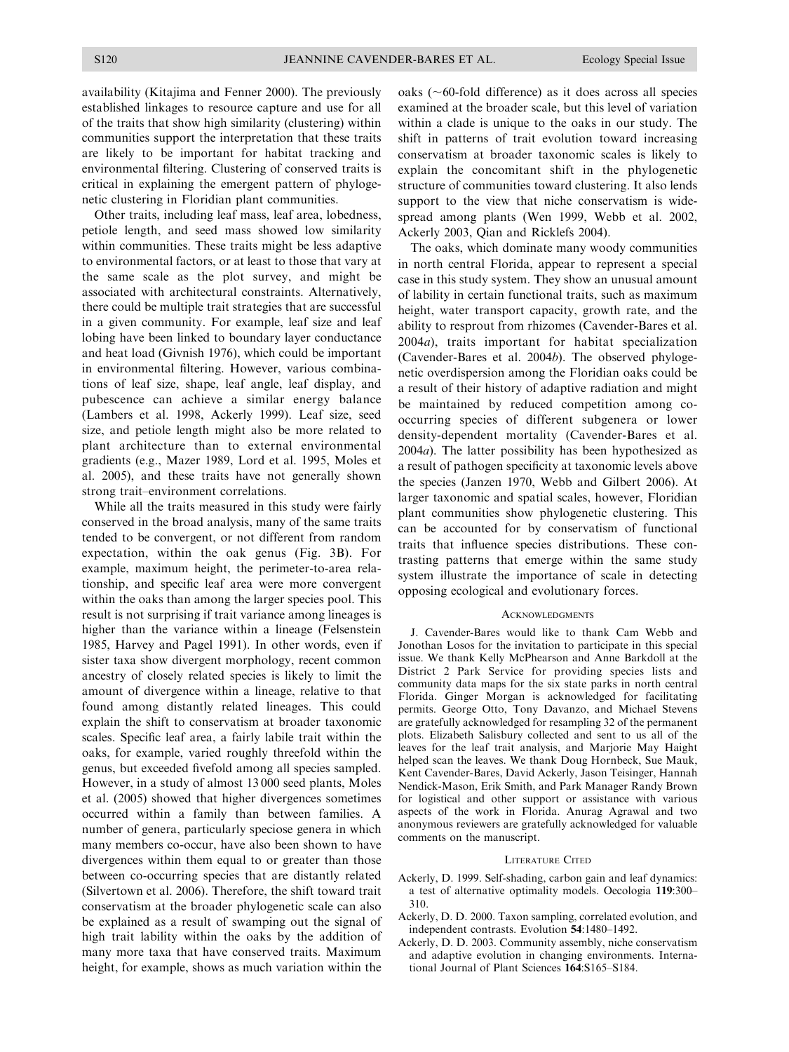availability (Kitajima and Fenner 2000). The previously established linkages to resource capture and use for all of the traits that show high similarity (clustering) within communities support the interpretation that these traits are likely to be important for habitat tracking and environmental filtering. Clustering of conserved traits is critical in explaining the emergent pattern of phylogenetic clustering in Floridian plant communities.

Other traits, including leaf mass, leaf area, lobedness, petiole length, and seed mass showed low similarity within communities. These traits might be less adaptive to environmental factors, or at least to those that vary at the same scale as the plot survey, and might be associated with architectural constraints. Alternatively, there could be multiple trait strategies that are successful in a given community. For example, leaf size and leaf lobing have been linked to boundary layer conductance and heat load (Givnish 1976), which could be important in environmental filtering. However, various combinations of leaf size, shape, leaf angle, leaf display, and pubescence can achieve a similar energy balance (Lambers et al. 1998, Ackerly 1999). Leaf size, seed size, and petiole length might also be more related to plant architecture than to external environmental gradients (e.g., Mazer 1989, Lord et al. 1995, Moles et al. 2005), and these traits have not generally shown strong trait–environment correlations.

While all the traits measured in this study were fairly conserved in the broad analysis, many of the same traits tended to be convergent, or not different from random expectation, within the oak genus (Fig. 3B). For example, maximum height, the perimeter-to-area relationship, and specific leaf area were more convergent within the oaks than among the larger species pool. This result is not surprising if trait variance among lineages is higher than the variance within a lineage (Felsenstein 1985, Harvey and Pagel 1991). In other words, even if sister taxa show divergent morphology, recent common ancestry of closely related species is likely to limit the amount of divergence within a lineage, relative to that found among distantly related lineages. This could explain the shift to conservatism at broader taxonomic scales. Specific leaf area, a fairly labile trait within the oaks, for example, varied roughly threefold within the genus, but exceeded fivefold among all species sampled. However, in a study of almost 13 000 seed plants, Moles et al. (2005) showed that higher divergences sometimes occurred within a family than between families. A number of genera, particularly speciose genera in which many members co-occur, have also been shown to have divergences within them equal to or greater than those between co-occurring species that are distantly related (Silvertown et al. 2006). Therefore, the shift toward trait conservatism at the broader phylogenetic scale can also be explained as a result of swamping out the signal of high trait lability within the oaks by the addition of many more taxa that have conserved traits. Maximum height, for example, shows as much variation within the oaks (~60-fold difference) as it does across all species examined at the broader scale, but this level of variation within a clade is unique to the oaks in our study. The shift in patterns of trait evolution toward increasing conservatism at broader taxonomic scales is likely to explain the concomitant shift in the phylogenetic structure of communities toward clustering. It also lends support to the view that niche conservatism is widespread among plants (Wen 1999, Webb et al. 2002, Ackerly 2003, Qian and Ricklefs 2004).

The oaks, which dominate many woody communities in north central Florida, appear to represent a special case in this study system. They show an unusual amount of lability in certain functional traits, such as maximum height, water transport capacity, growth rate, and the ability to resprout from rhizomes (Cavender-Bares et al. 2004*a*), traits important for habitat specialization (Cavender-Bares et al. 2004*b*). The observed phylogenetic overdispersion among the Floridian oaks could be a result of their history of adaptive radiation and might be maintained by reduced competition among co-occurring species of different subgenera or lower density-dependent mortality (Cavender-Bares et al. 2004*a*). The latter possibility has been hypothesized as a result of pathogen specificity at taxonomic levels above the species (Janzen 1970, Webb and Gilbert 2006). At larger taxonomic and spatial scales, however, Floridian plant communities show phylogenetic clustering. This can be accounted for by conservatism of functional traits that influence species distributions. These contrasting patterns that emerge within the same study system illustrate the importance of scale in detecting opposing ecological and evolutionary forces.

## Acknowledgments

J. Cavender-Bares would like to thank Cam Webb and Jonothan Losos for the invitation to participate in this special issue. We thank Kelly McPhearson and Anne Barkdoll at the District 2 Park Service for providing species lists and community data maps for the six state parks in north central Florida. Ginger Morgan is acknowledged for facilitating permits. George Otto, Tony Davanzo, and Michael Stevens are gratefully acknowledged for resampling 32 of the permanent plots. Elizabeth Salisbury collected and sent to us all of the leaves for the leaf trait analysis, and Marjorie May Haight helped scan the leaves. We thank Doug Hornbeck, Sue Mauk, Kent Cavender-Bares, David Ackerly, Jason Teisinger, Hannah Nendick-Mason, Erik Smith, and Park Manager Randy Brown for logistical and other support or assistance with various aspects of the work in Florida. Anurag Agrawal and two anonymous reviewers are gratefully acknowledged for valuable comments on the manuscript.

## Literature Cited

Ackerly, D. 1999. Self-shading, carbon gain and leaf dynamics: a test of alternative optimality models. Oecologia **119**:300–310.

Ackerly, D. D. 2000. Taxon sampling, correlated evolution, and independent contrasts. Evolution **54**:1480–1492.

Ackerly, D. D. 2003. Community assembly, niche conservatism and adaptive evolution in changing environments. International Journal of Plant Sciences **164**:S165–S184.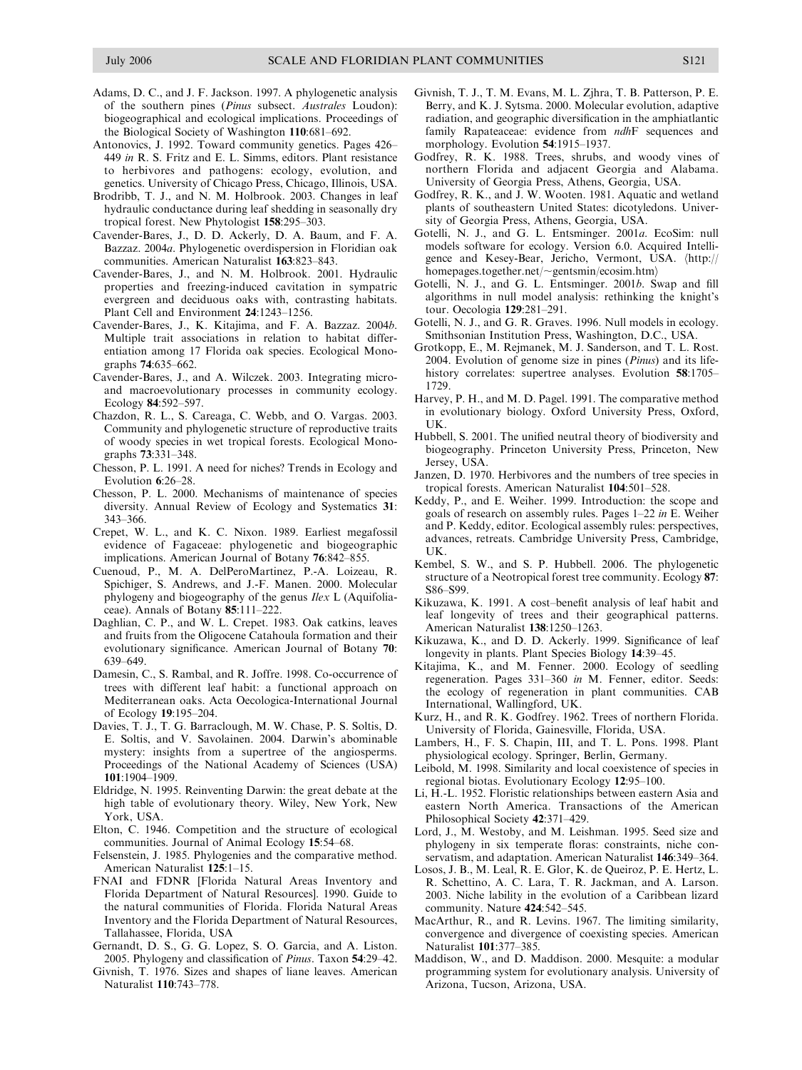Adams, D. C., and J. F. Jackson. 1997. A phylogenetic analysis of the southern pines (*Pinus* subsect. *Australes* Loudon): biogeographical and ecological implications. Proceedings of the Biological Society of Washington **110**:681–692.

Antonovics, J. 1992. Toward community genetics. Pages 426–449 *in* R. S. Fritz and E. L. Simms, editors. Plant resistance to herbivores and pathogens: ecology, evolution, and genetics. University of Chicago Press, Chicago, Illinois, USA.

Brodribb, T. J., and N. M. Holbrook. 2003. Changes in leaf hydraulic conductance during leaf shedding in seasonally dry tropical forest. New Phytologist **158**:295–303.

Cavender-Bares, J., D. D. Ackerly, D. A. Baum, and F. A. Bazzaz. 2004*a*. Phylogenetic overdispersion in Floridian oak communities. American Naturalist **163**:823–843.

Cavender-Bares, J., and N. M. Holbrook. 2001. Hydraulic properties and freezing-induced cavitation in sympatric evergreen and deciduous oaks with, contrasting habitats. Plant Cell and Environment **24**:1243–1256.

Cavender-Bares, J., K. Kitajima, and F. A. Bazzaz. 2004*b*. Multiple trait associations in relation to habitat differentiation among 17 Florida oak species. Ecological Monographs **74**:635–662.

Cavender-Bares, J., and A. Wilczek. 2003. Integrating micro- and macroevolutionary processes in community ecology. Ecology **84**:592–597.

Chazdon, R. L., S. Careaga, C. Webb, and O. Vargas. 2003. Community and phylogenetic structure of reproductive traits of woody species in wet tropical forests. Ecological Monographs **73**:331–348.

Chesson, P. L. 1991. A need for niches? Trends in Ecology and Evolution **6**:26–28.

Chesson, P. L. 2000. Mechanisms of maintenance of species diversity. Annual Review of Ecology and Systematics **31**: 343–366.

Crepet, W. L., and K. C. Nixon. 1989. Earliest megafossil evidence of Fagaceae: phylogenetic and biogeographic implications. American Journal of Botany **76**:842–855.

Cuenoud, P., M. A. DelPeroMartinez, P.-A. Loizeau, R. Spichiger, S. Andrews, and J.-F. Manen. 2000. Molecular phylogeny and biogeography of the genus *Ilex* L (Aquifoliaceae). Annals of Botany **85**:111–222.

Daghlian, C. P., and W. L. Crepet. 1983. Oak catkins, leaves and fruits from the Oligocene Catahoula formation and their evolutionary significance. American Journal of Botany **70**: 639–649.

Damesin, C., S. Rambal, and R. Joffre. 1998. Co-occurrence of trees with different leaf habit: a functional approach on Mediterranean oaks. Acta Oecologica-International Journal of Ecology **19**:195–204.

Davies, T. J., T. G. Barraclough, M. W. Chase, P. S. Soltis, D. E. Soltis, and V. Savolainen. 2004. Darwin's abominable mystery: insights from a supertree of the angiosperms. Proceedings of the National Academy of Sciences (USA) **101**:1904–1909.

Eldridge, N. 1995. Reinventing Darwin: the great debate at the high table of evolutionary theory. Wiley, New York, New York, USA.

Elton, C. 1946. Competition and the structure of ecological communities. Journal of Animal Ecology **15**:54–68.

Felsenstein, J. 1985. Phylogenies and the comparative method. American Naturalist **125**:1–15.

FNAI and FDNR [Florida Natural Areas Inventory and Florida Department of Natural Resources]. 1990. Guide to the natural communities of Florida. Florida Natural Areas Inventory and the Florida Department of Natural Resources, Tallahassee, Florida, USA

Gernandt, D. S., G. G. Lopez, S. O. Garcia, and A. Liston. 2005. Phylogeny and classification of *Pinus*. Taxon **54**:29–42.

Givnish, T. 1976. Sizes and shapes of liane leaves. American Naturalist **110**:743–778.

Givnish, T. J., T. M. Evans, M. L. Zjhra, T. B. Patterson, P. E. Berry, and K. J. Sytsma. 2000. Molecular evolution, adaptive radiation, and geographic diversification in the amphiatlantic family Rapateaceae: evidence from *ndh*F sequences and morphology. Evolution **54**:1915–1937.

Godfrey, R. K. 1988. Trees, shrubs, and woody vines of northern Florida and adjacent Georgia and Alabama. University of Georgia Press, Athens, Georgia, USA.

Godfrey, R. K., and J. W. Wooten. 1981. Aquatic and wetland plants of southeastern United States: dicotyledons. University of Georgia Press, Athens, Georgia, USA.

Gotelli, N. J., and G. L. Entsminger. 2001*a*. EcoSim: null models software for ecology. Version 6.0. Acquired Intelligence and Kesey-Bear, Jericho, Vermont, USA. ⟨http://homepages.together.net/~gentsmin/ecosim.htm⟩

Gotelli, N. J., and G. L. Entsminger. 2001*b*. Swap and fill algorithms in null model analysis: rethinking the knight's tour. Oecologia **129**:281–291.

Gotelli, N. J., and G. R. Graves. 1996. Null models in ecology. Smithsonian Institution Press, Washington, D.C., USA.

Grotkopp, E., M. Rejmanek, M. J. Sanderson, and T. L. Rost. 2004. Evolution of genome size in pines (*Pinus*) and its life-history correlates: supertree analyses. Evolution **58**:1705–1729.

Harvey, P. H., and M. D. Pagel. 1991. The comparative method in evolutionary biology. Oxford University Press, Oxford, UK.

Hubbell, S. 2001. The unified neutral theory of biodiversity and biogeography. Princeton University Press, Princeton, New Jersey, USA.

Janzen, D. 1970. Herbivores and the numbers of tree species in tropical forests. American Naturalist **104**:501–528.

Keddy, P., and E. Weiher. 1999. Introduction: the scope and goals of research on assembly rules. Pages 1–22 *in* E. Weiher and P. Keddy, editor. Ecological assembly rules: perspectives, advances, retreats. Cambridge University Press, Cambridge, UK.

Kembel, S. W., and S. P. Hubbell. 2006. The phylogenetic structure of a Neotropical forest tree community. Ecology **87**: S86–S99.

Kikuzawa, K. 1991. A cost–benefit analysis of leaf habit and leaf longevity of trees and their geographical patterns. American Naturalist **138**:1250–1263.

Kikuzawa, K., and D. D. Ackerly. 1999. Significance of leaf longevity in plants. Plant Species Biology **14**:39–45.

Kitajima, K., and M. Fenner. 2000. Ecology of seedling regeneration. Pages 331–360 *in* M. Fenner, editor. Seeds: the ecology of regeneration in plant communities. CAB International, Wallingford, UK.

Kurz, H., and R. K. Godfrey. 1962. Trees of northern Florida. University of Florida, Gainesville, Florida, USA.

Lambers, H., F. S. Chapin, III, and T. L. Pons. 1998. Plant physiological ecology. Springer, Berlin, Germany.

Leibold, M. 1998. Similarity and local coexistence of species in regional biotas. Evolutionary Ecology **12**:95–100.

Li, H.-L. 1952. Floristic relationships between eastern Asia and eastern North America. Transactions of the American Philosophical Society **42**:371–429.

Lord, J., M. Westoby, and M. Leishman. 1995. Seed size and phylogeny in six temperate floras: constraints, niche conservatism, and adaptation. American Naturalist **146**:349–364.

Losos, J. B., M. Leal, R. E. Glor, K. de Queiroz, P. E. Hertz, L. R. Schettino, A. C. Lara, T. R. Jackman, and A. Larson. 2003. Niche lability in the evolution of a Caribbean lizard community. Nature **424**:542–545.

MacArthur, R., and R. Levins. 1967. The limiting similarity, convergence and divergence of coexisting species. American Naturalist **101**:377–385.

Maddison, W., and D. Maddison. 2000. Mesquite: a modular programming system for evolutionary analysis. University of Arizona, Tucson, Arizona, USA.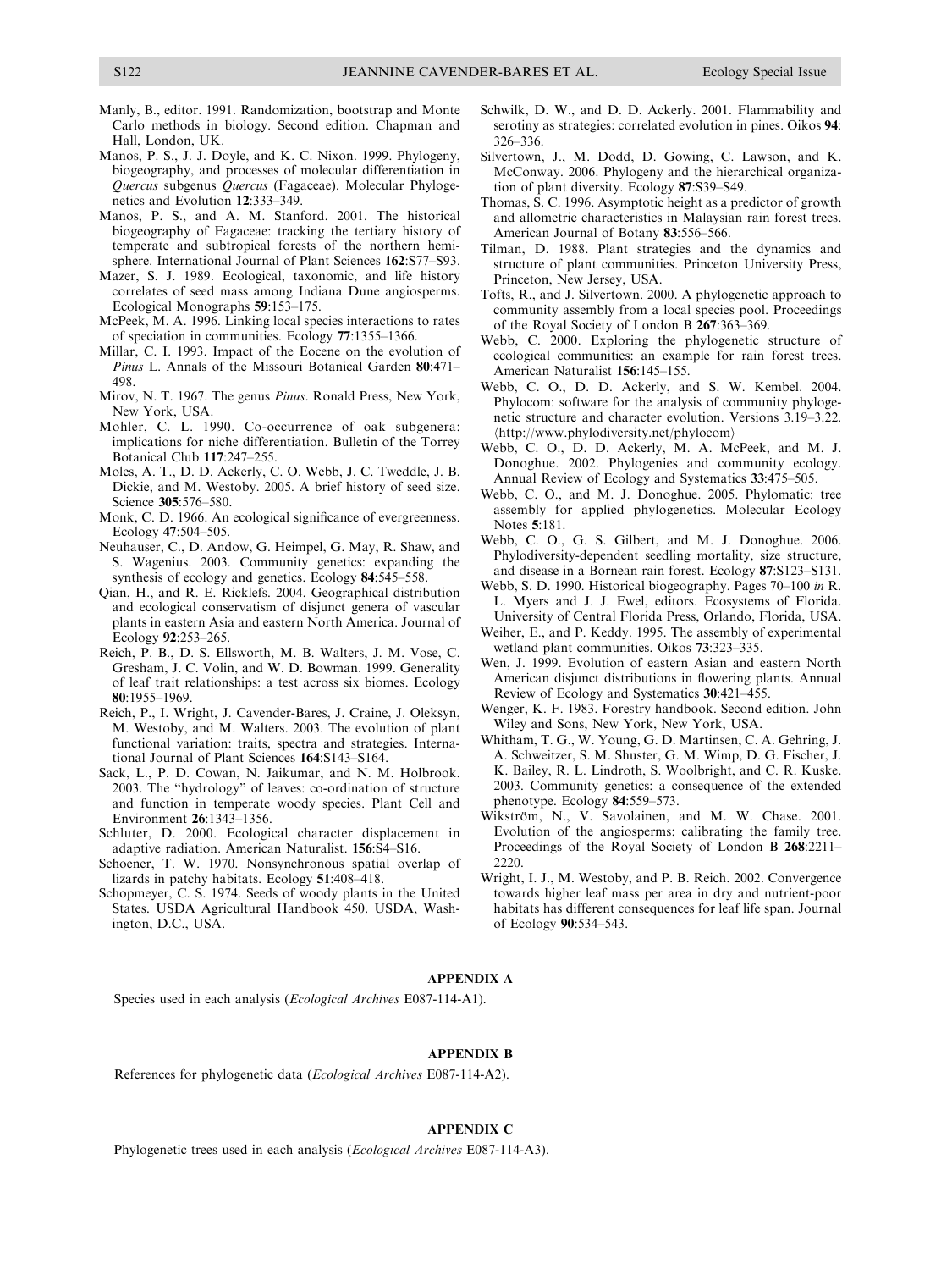Manly, B., editor. 1991. Randomization, bootstrap and Monte Carlo methods in biology. Second edition. Chapman and Hall, London, UK.

Manos, P. S., J. J. Doyle, and K. C. Nixon. 1999. Phylogeny, biogeography, and processes of molecular differentiation in *Quercus* subgenus *Quercus* (Fagaceae). Molecular Phylogenetics and Evolution **12**:333–349.

Manos, P. S., and A. M. Stanford. 2001. The historical biogeography of Fagaceae: tracking the tertiary history of temperate and subtropical forests of the northern hemisphere. International Journal of Plant Sciences **162**:S77–S93.

Mazer, S. J. 1989. Ecological, taxonomic, and life history correlates of seed mass among Indiana Dune angiosperms. Ecological Monographs **59**:153–175.

McPeek, M. A. 1996. Linking local species interactions to rates of speciation in communities. Ecology **77**:1355–1366.

Millar, C. I. 1993. Impact of the Eocene on the evolution of *Pinus* L. Annals of the Missouri Botanical Garden **80**:471–498.

Mirov, N. T. 1967. The genus *Pinus*. Ronald Press, New York, New York, USA.

Mohler, C. L. 1990. Co-occurrence of oak subgenera: implications for niche differentiation. Bulletin of the Torrey Botanical Club **117**:247–255.

Moles, A. T., D. D. Ackerly, C. O. Webb, J. C. Tweddle, J. B. Dickie, and M. Westoby. 2005. A brief history of seed size. Science **305**:576–580.

Monk, C. D. 1966. An ecological significance of evergreenness. Ecology **47**:504–505.

Neuhauser, C., D. Andow, G. Heimpel, G. May, R. Shaw, and S. Wagenius. 2003. Community genetics: expanding the synthesis of ecology and genetics. Ecology **84**:545–558.

Qian, H., and R. E. Ricklefs. 2004. Geographical distribution and ecological conservatism of disjunct genera of vascular plants in eastern Asia and eastern North America. Journal of Ecology **92**:253–265.

Reich, P. B., D. S. Ellsworth, M. B. Walters, J. M. Vose, C. Gresham, J. C. Volin, and W. D. Bowman. 1999. Generality of leaf trait relationships: a test across six biomes. Ecology **80**:1955–1969.

Reich, P., I. Wright, J. Cavender-Bares, J. Craine, J. Oleksyn, M. Westoby, and M. Walters. 2003. The evolution of plant functional variation: traits, spectra and strategies. International Journal of Plant Sciences **164**:S143–S164.

Sack, L., P. D. Cowan, N. Jaikumar, and N. M. Holbrook. 2003. The "hydrology" of leaves: co-ordination of structure and function in temperate woody species. Plant Cell and Environment **26**:1343–1356.

Schluter, D. 2000. Ecological character displacement in adaptive radiation. American Naturalist. **156**:S4–S16.

Schoener, T. W. 1970. Nonsynchronous spatial overlap of lizards in patchy habitats. Ecology **51**:408–418.

Schopmeyer, C. S. 1974. Seeds of woody plants in the United States. USDA Agricultural Handbook 450. USDA, Washington, D.C., USA.

Schwilk, D. W., and D. D. Ackerly. 2001. Flammability and serotiny as strategies: correlated evolution in pines. Oikos **94**:326–336.

Silvertown, J., M. Dodd, D. Gowing, C. Lawson, and K. McConway. 2006. Phylogeny and the hierarchical organization of plant diversity. Ecology **87**:S39–S49.

Thomas, S. C. 1996. Asymptotic height as a predictor of growth and allometric characteristics in Malaysian rain forest trees. American Journal of Botany **83**:556–566.

Tilman, D. 1988. Plant strategies and the dynamics and structure of plant communities. Princeton University Press, Princeton, New Jersey, USA.

Tofts, R., and J. Silvertown. 2000. A phylogenetic approach to community assembly from a local species pool. Proceedings of the Royal Society of London B **267**:363–369.

Webb, C. 2000. Exploring the phylogenetic structure of ecological communities: an example for rain forest trees. American Naturalist **156**:145–155.

Webb, C. O., D. D. Ackerly, and S. W. Kembel. 2004. Phylocom: software for the analysis of community phylogenetic structure and character evolution. Versions 3.19–3.22. ⟨http://www.phylodiversity.net/phylocom⟩

Webb, C. O., D. D. Ackerly, M. A. McPeek, and M. J. Donoghue. 2002. Phylogenies and community ecology. Annual Review of Ecology and Systematics **33**:475–505.

Webb, C. O., and M. J. Donoghue. 2005. Phylomatic: tree assembly for applied phylogenetics. Molecular Ecology Notes **5**:181.

Webb, C. O., G. S. Gilbert, and M. J. Donoghue. 2006. Phylodiversity-dependent seedling mortality, size structure, and disease in a Bornean rain forest. Ecology **87**:S123–S131.

Webb, S. D. 1990. Historical biogeography. Pages 70–100 *in* R. L. Myers and J. J. Ewel, editors. Ecosystems of Florida. University of Central Florida Press, Orlando, Florida, USA.

Weiher, E., and P. Keddy. 1995. The assembly of experimental wetland plant communities. Oikos **73**:323–335.

Wen, J. 1999. Evolution of eastern Asian and eastern North American disjunct distributions in flowering plants. Annual Review of Ecology and Systematics **30**:421–455.

Wenger, K. F. 1983. Forestry handbook. Second edition. John Wiley and Sons, New York, New York, USA.

Whitham, T. G., W. Young, G. D. Martinsen, C. A. Gehring, J. A. Schweitzer, S. M. Shuster, G. M. Wimp, D. G. Fischer, J. K. Bailey, R. L. Lindroth, S. Woolbright, and C. R. Kuske. 2003. Community genetics: a consequence of the extended phenotype. Ecology **84**:559–573.

Wikström, N., V. Savolainen, and M. W. Chase. 2001. Evolution of the angiosperms: calibrating the family tree. Proceedings of the Royal Society of London B **268**:2211–2220.

Wright, I. J., M. Westoby, and P. B. Reich. 2002. Convergence towards higher leaf mass per area in dry and nutrient-poor habitats has different consequences for leaf life span. Journal of Ecology **90**:534–543.

## APPENDIX A

Species used in each analysis (*Ecological Archives* E087-114-A1).

## APPENDIX B

References for phylogenetic data (*Ecological Archives* E087-114-A2).

## APPENDIX C

Phylogenetic trees used in each analysis (*Ecological Archives* E087-114-A3).